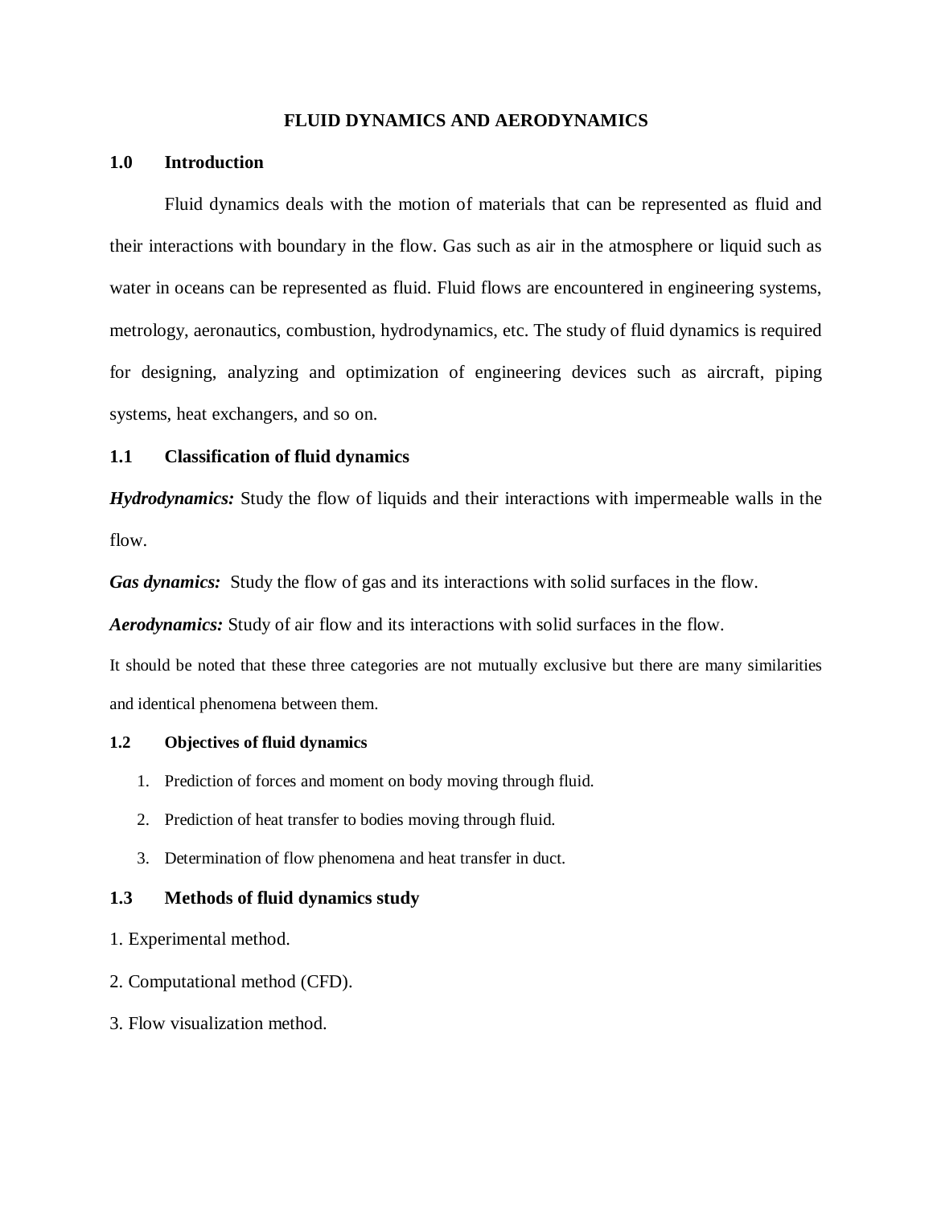# FLUID DYNAMICS AND AERODYNAMICS

## 1.0 Introduction

Fluid dynamics deals with the motion of materials that can be represented as fluid and their interactions with boundary in the flow. Gas such as air in the atmosphere or liquid such as water in oceans can be represented as fluid. Fluid flows are encountered in engineering systems, metrology, aeronautics, combustion, hydrodynamics, etc. The study of fluid dynamics is required for designing, analyzing and optimization of engineering devices such as aircraft, piping systems, heat exchangers, and so on.

## 1.1 Classification of fluid dynamics

***Hydrodynamics:*** Study the flow of liquids and their interactions with impermeable walls in the flow.

***Gas dynamics:*** Study the flow of gas and its interactions with solid surfaces in the flow.

***Aerodynamics:*** Study of air flow and its interactions with solid surfaces in the flow.

It should be noted that these three categories are not mutually exclusive but there are many similarities and identical phenomena between them.

## 1.2 Objectives of fluid dynamics

1. Prediction of forces and moment on body moving through fluid.
2. Prediction of heat transfer to bodies moving through fluid.
3. Determination of flow phenomena and heat transfer in duct.

## 1.3 Methods of fluid dynamics study

1. Experimental method.
2. Computational method (CFD).
3. Flow visualization method.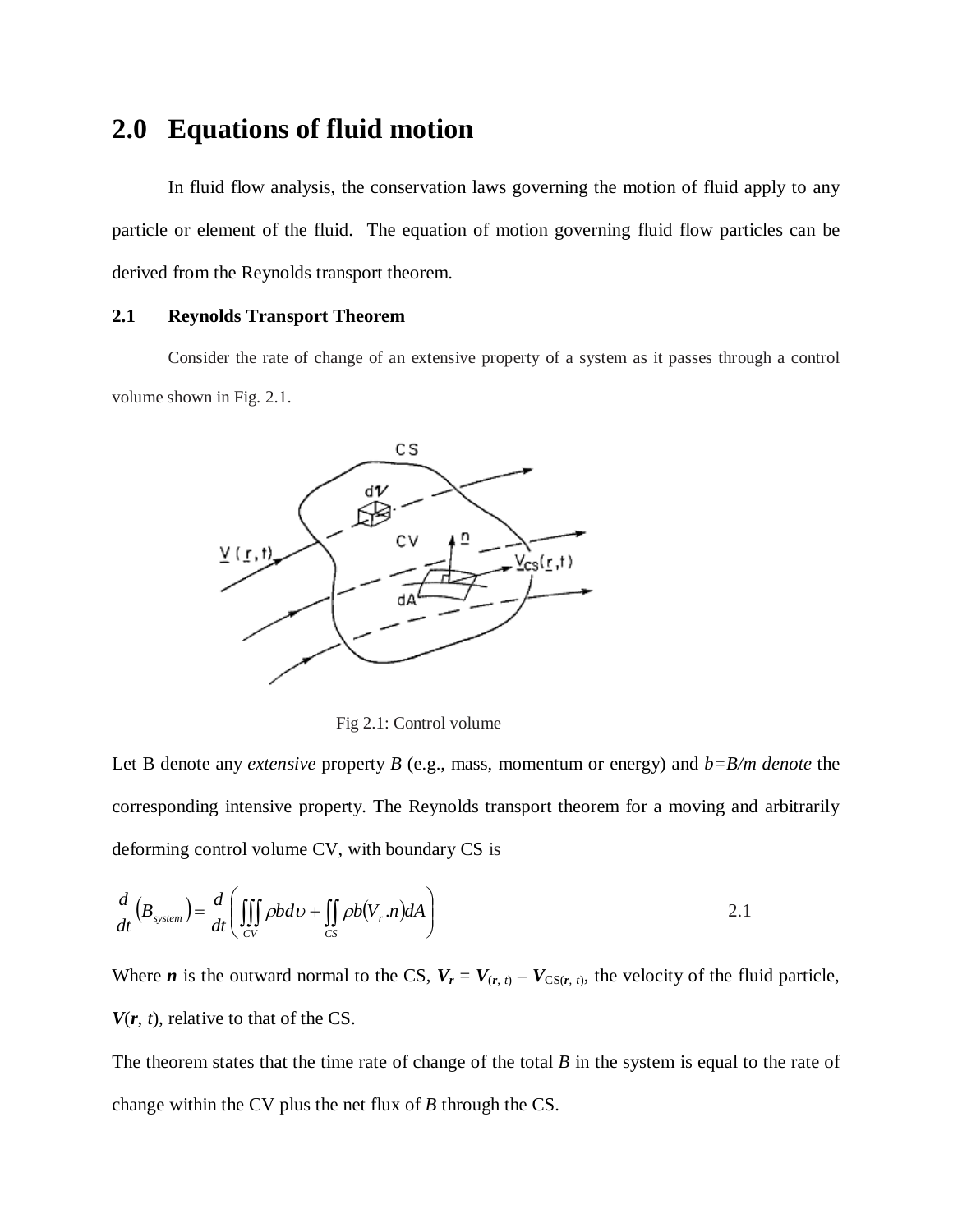# 2.0 Equations of fluid motion

In fluid flow analysis, the conservation laws governing the motion of fluid apply to any particle or element of the fluid. The equation of motion governing fluid flow particles can be derived from the Reynolds transport theorem.

## 2.1 Reynolds Transport Theorem

Consider the rate of change of an extensive property of a system as it passes through a control volume shown in Fig. 2.1.

Fig 2.1: Control volume

Let B denote any *extensive* property *B* (e.g., mass, momentum or energy) and *b=B/m denote* the corresponding intensive property. The Reynolds transport theorem for a moving and arbitrarily deforming control volume CV, with boundary CS is

$$\frac{d}{dt}\left(B_{system}\right) = \frac{d}{dt}\left(\iiint_{CV} \rho b d\upsilon + \iint_{CS} \rho b\left(V_r . n\right) dA\right) \qquad 2.1$$

Where $\boldsymbol{n}$ is the outward normal to the CS, $\boldsymbol{V_r} = \boldsymbol{V}_{(\boldsymbol{r},\, t)} - \boldsymbol{V}_{CS(\boldsymbol{r},\, t)}$, the velocity of the fluid particle, $\boldsymbol{V}(\boldsymbol{r}, t)$, relative to that of the CS.

The theorem states that the time rate of change of the total *B* in the system is equal to the rate of change within the CV plus the net flux of *B* through the CS.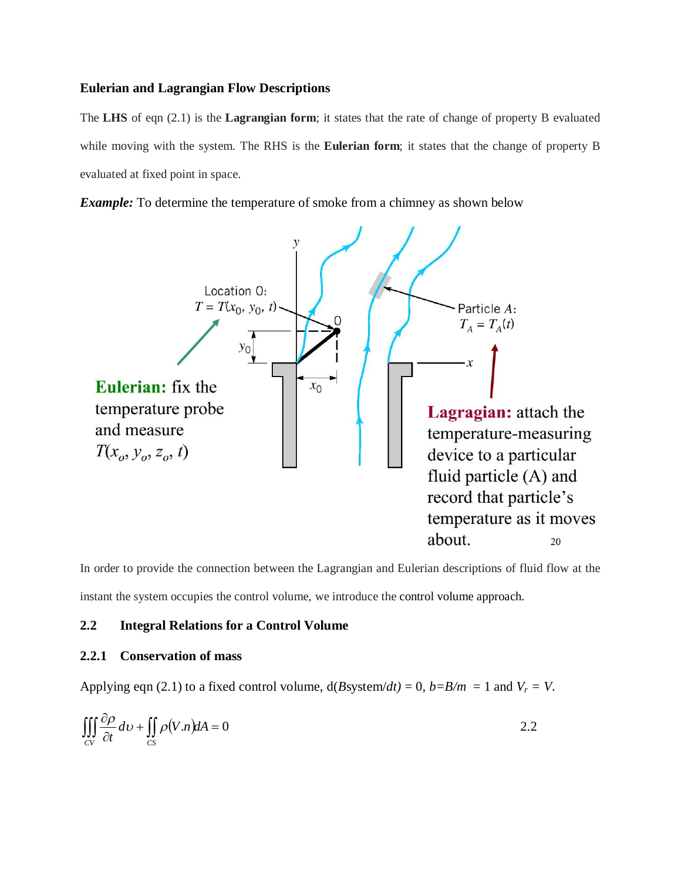**Eulerian and Lagrangian Flow Descriptions**

The **LHS** of eqn (2.1) is the **Lagrangian form**; it states that the rate of change of property B evaluated while moving with the system. The RHS is the **Eulerian form**; it states that the change of property B evaluated at fixed point in space.

***Example:*** To determine the temperature of smoke from a chimney as shown below

In order to provide the connection between the Lagrangian and Eulerian descriptions of fluid flow at the instant the system occupies the control volume, we introduce the control volume approach.

## 2.2 Integral Relations for a Control Volume

### 2.2.1 Conservation of mass

Applying eqn (2.1) to a fixed control volume, $d(B\text{system}/dt) = 0$, $b = B/m = 1$ and $V_r = V$.

$$\iiint_{CV} \frac{\partial \rho}{\partial t} d\upsilon + \iint_{CS} \rho (V.n) dA = 0 \qquad 2.2$$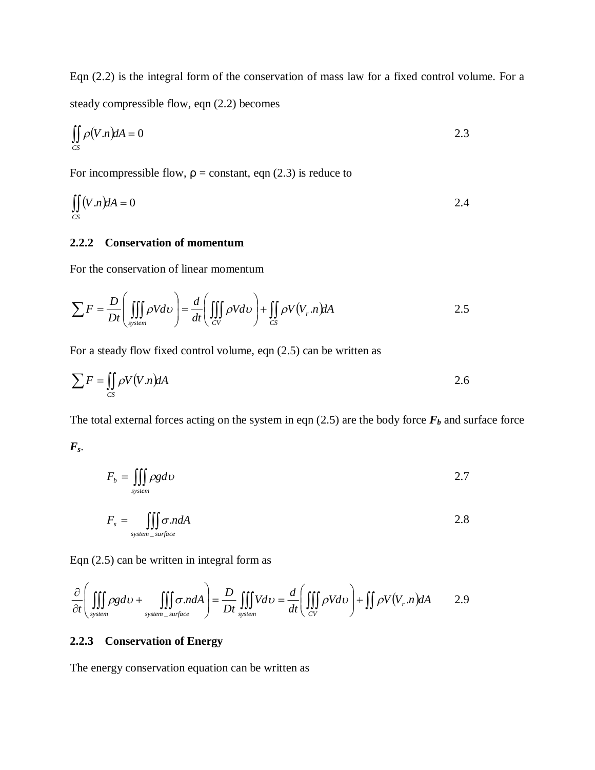Eqn (2.2) is the integral form of the conservation of mass law for a fixed control volume. For a steady compressible flow, eqn (2.2) becomes

$$\iint_{CS} \rho(V.n)dA = 0 \qquad 2.3$$

For incompressible flow, ρ = constant, eqn (2.3) is reduce to

$$\iint_{CS} (V.n)dA = 0 \qquad 2.4$$

### 2.2.2 Conservation of momentum

For the conservation of linear momentum

$$\sum F = \frac{D}{Dt}\left(\iiint_{system} \rho V d\upsilon\right) = \frac{d}{dt}\left(\iiint_{CV} \rho V d\upsilon\right) + \iint_{CS} \rho V(V_r.n)dA \qquad 2.5$$

For a steady flow fixed control volume, eqn (2.5) can be written as

$$\sum F = \iint_{CS} \rho V(V.n)dA \qquad 2.6$$

The total external forces acting on the system in eqn (2.5) are the body force $\boldsymbol{F_b}$ and surface force $\boldsymbol{F_s}$.

$$F_b = \iiint_{system} \rho g d\upsilon \qquad 2.7$$

$$F_s = \iiint_{system\_surface} \sigma .ndA \qquad 2.8$$

Eqn (2.5) can be written in integral form as

$$\frac{\partial}{\partial t}\left(\iiint_{system} \rho g d\upsilon + \iiint_{system\_surface} \sigma .ndA\right) = \frac{D}{Dt}\iiint_{system} V d\upsilon = \frac{d}{dt}\left(\iiint_{CV} \rho V d\upsilon\right) + \iint \rho V(V_r.n)dA \qquad 2.9$$

### 2.2.3 Conservation of Energy

The energy conservation equation can be written as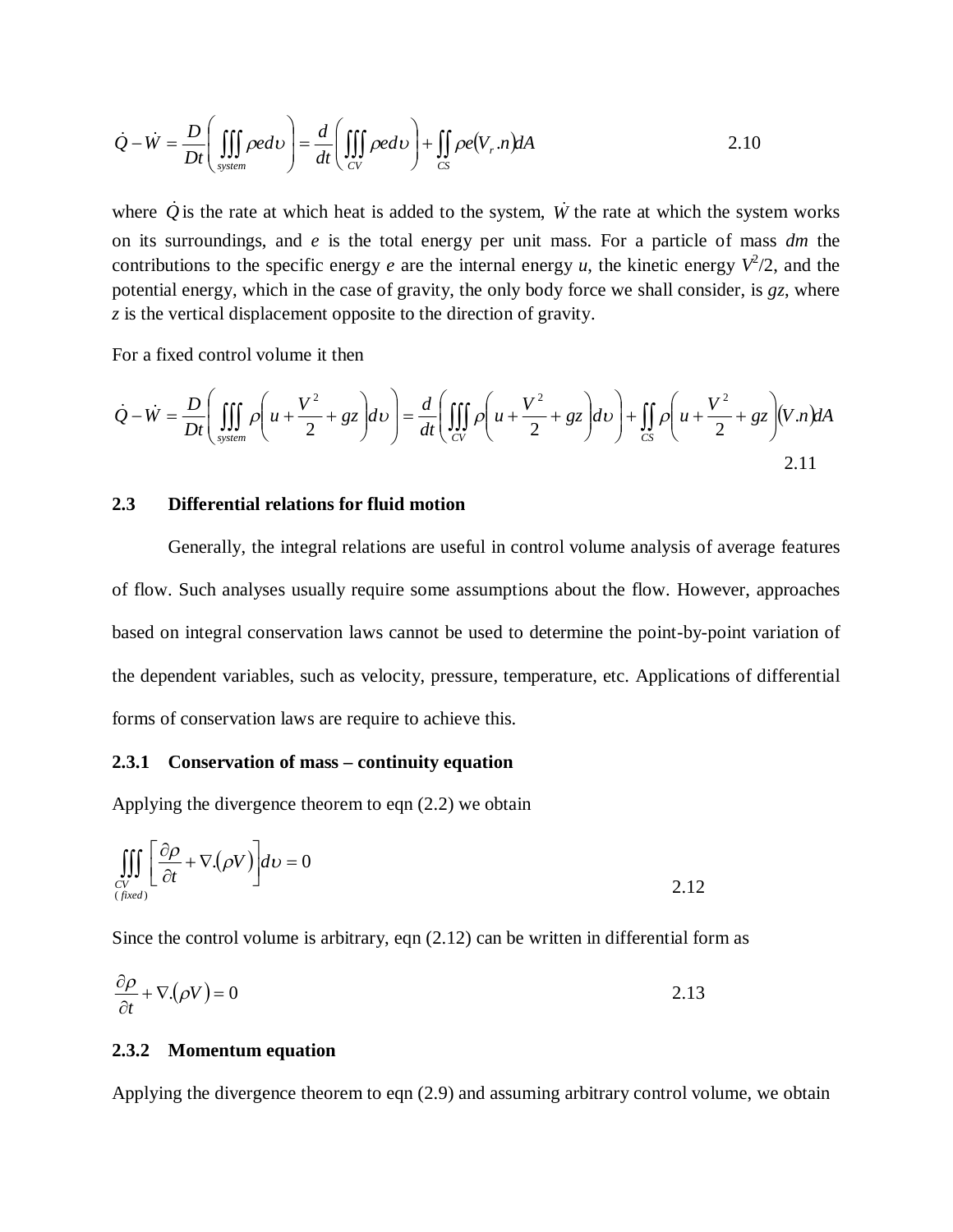$$\dot{Q} - \dot{W} = \frac{D}{Dt}\left( \iiint_{system} \rho e d\upsilon \right) = \frac{d}{dt}\left( \iiint_{CV} \rho e d\upsilon \right) + \iint_{CS} \rho e (V_r . n) dA \qquad 2.10$$

where $\dot{Q}$ is the rate at which heat is added to the system, $\dot{W}$ the rate at which the system works on its surroundings, and $e$ is the total energy per unit mass. For a particle of mass $dm$ the contributions to the specific energy $e$ are the internal energy $u$, the kinetic energy $V^2/2$, and the potential energy, which in the case of gravity, the only body force we shall consider, is $gz$, where $z$ is the vertical displacement opposite to the direction of gravity.

For a fixed control volume it then

$$\dot{Q} - \dot{W} = \frac{D}{Dt}\left( \iiint_{system} \rho \left( u + \frac{V^2}{2} + gz \right) d\upsilon \right) = \frac{d}{dt}\left( \iiint_{CV} \rho \left( u + \frac{V^2}{2} + gz \right) d\upsilon \right) + \iint_{CS} \rho \left( u + \frac{V^2}{2} + gz \right) (V . n) dA \qquad 2.11$$

### 2.3 Differential relations for fluid motion

Generally, the integral relations are useful in control volume analysis of average features of flow. Such analyses usually require some assumptions about the flow. However, approaches based on integral conservation laws cannot be used to determine the point-by-point variation of the dependent variables, such as velocity, pressure, temperature, etc. Applications of differential forms of conservation laws are require to achieve this.

#### 2.3.1 Conservation of mass – continuity equation

Applying the divergence theorem to eqn (2.2) we obtain

$$\iiint_{\substack{CV \\ (fixed)}} \left[ \frac{\partial \rho}{\partial t} + \nabla . (\rho V) \right] d\upsilon = 0 \qquad 2.12$$

Since the control volume is arbitrary, eqn (2.12) can be written in differential form as

$$\frac{\partial \rho}{\partial t} + \nabla . (\rho V) = 0 \qquad 2.13$$

#### 2.3.2 Momentum equation

Applying the divergence theorem to eqn (2.9) and assuming arbitrary control volume, we obtain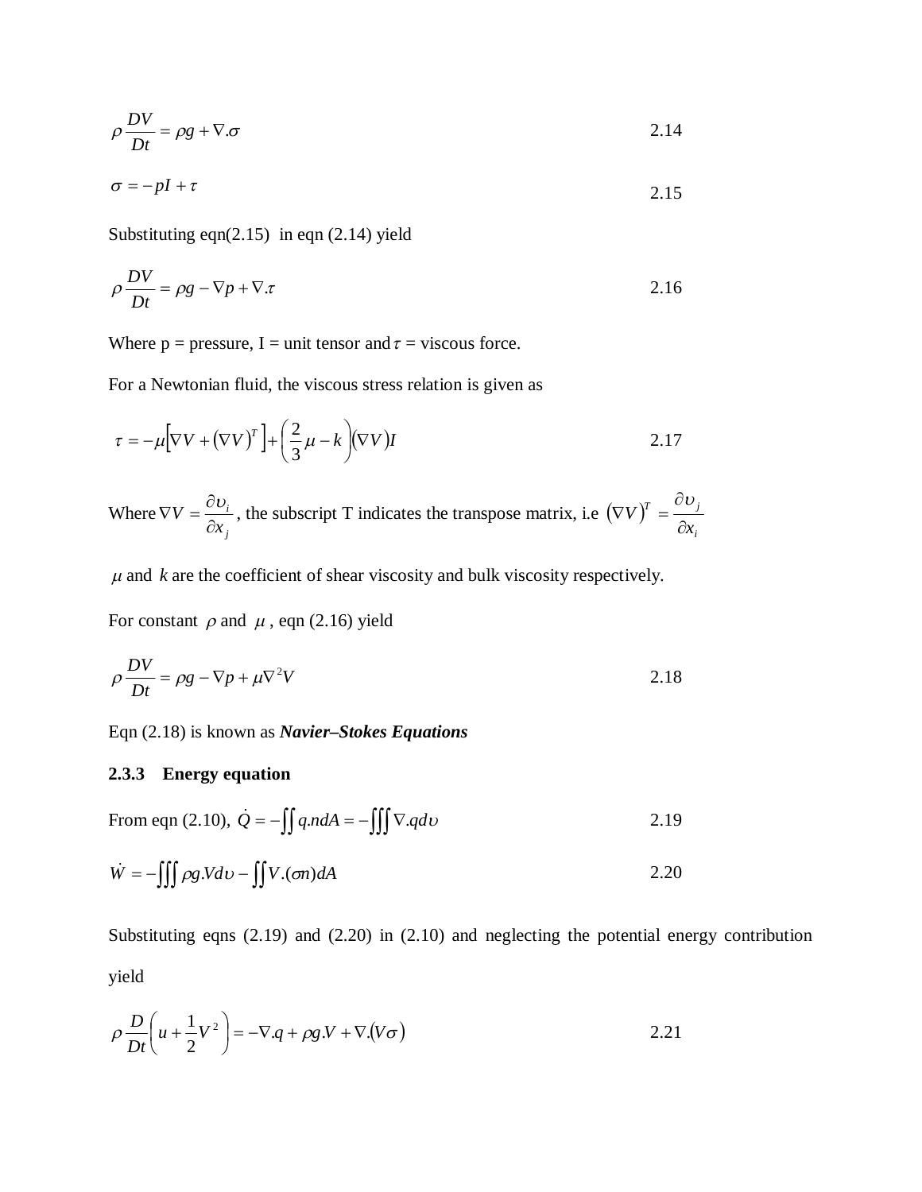$$\rho \frac{DV}{Dt} = \rho g + \nabla.\sigma \tag{2.14}$$

$$\sigma = -pI + \tau \tag{2.15}$$

Substituting eqn(2.15) in eqn (2.14) yield

$$\rho \frac{DV}{Dt} = \rho g - \nabla p + \nabla.\tau \tag{2.16}$$

Where p = pressure, I = unit tensor and $\tau$ = viscous force.

For a Newtonian fluid, the viscous stress relation is given as

$$\tau = -\mu\left[\nabla V + (\nabla V)^T\right] + \left(\frac{2}{3}\mu - k\right)(\nabla V)I \tag{2.17}$$

Where $\nabla V = \frac{\partial \upsilon_i}{\partial x_j}$, the subscript T indicates the transpose matrix, i.e $(\nabla V)^T = \frac{\partial \upsilon_j}{\partial x_i}$

$\mu$ and $k$ are the coefficient of shear viscosity and bulk viscosity respectively.

For constant $\rho$ and $\mu$, eqn (2.16) yield

$$\rho \frac{DV}{Dt} = \rho g - \nabla p + \mu \nabla^2 V \tag{2.18}$$

Eqn (2.18) is known as ***Navier–Stokes Equations***

### 2.3.3 Energy equation

From eqn (2.10), $\dot{Q} = -\iint q.ndA = -\iiint \nabla.qd\upsilon$ (2.19)

$$\dot{W} = -\iiint \rho g.Vd\upsilon - \iint V.(\sigma n)dA \tag{2.20}$$

Substituting eqns (2.19) and (2.20) in (2.10) and neglecting the potential energy contribution yield

$$\rho \frac{D}{Dt}\left(u + \frac{1}{2}V^2\right) = -\nabla.q + \rho g.V + \nabla.(V\sigma) \tag{2.21}$$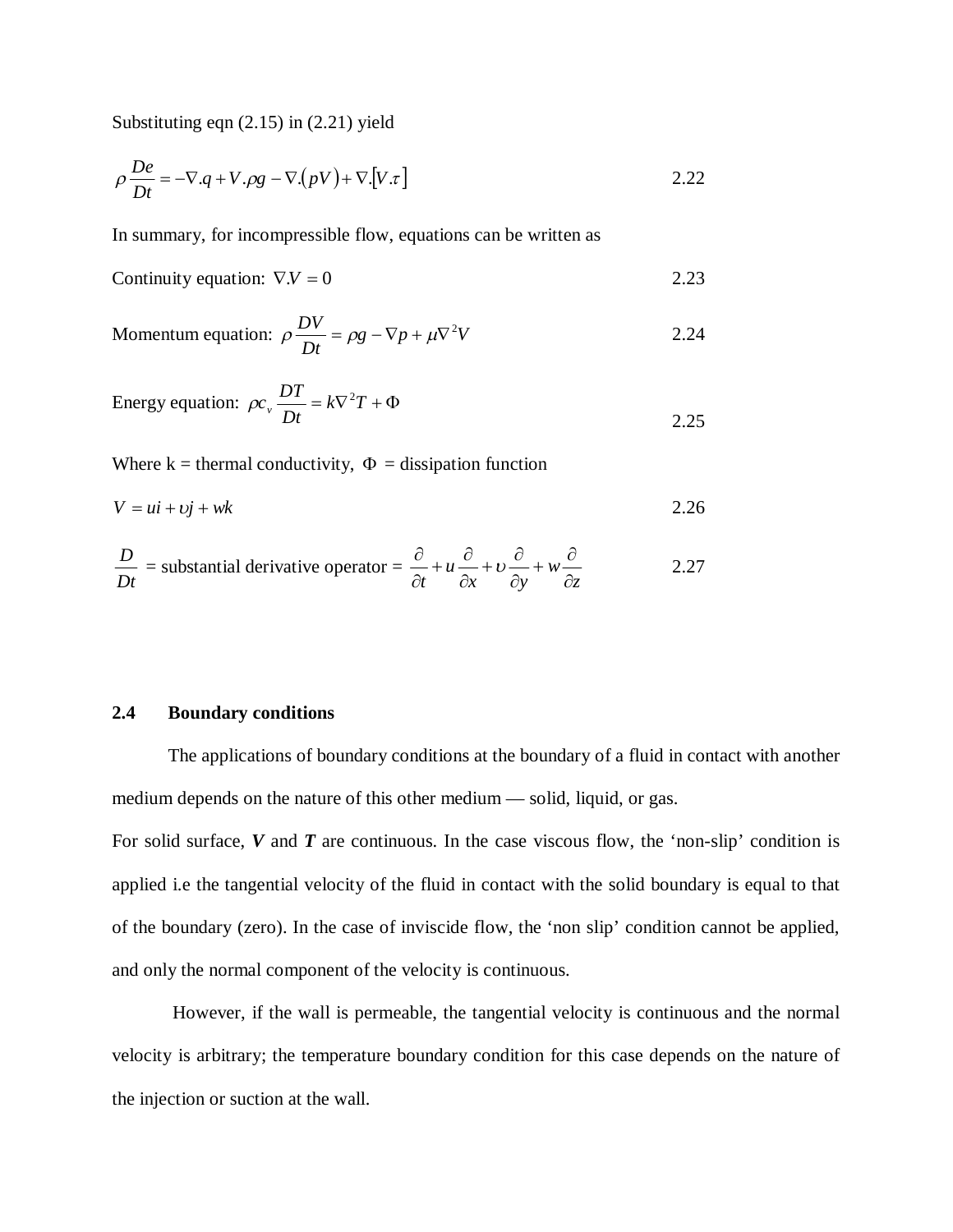Substituting eqn (2.15) in (2.21) yield

$$\rho \frac{De}{Dt} = -\nabla .q + V.\rho g - \nabla .(pV) + \nabla .[V.\tau] \qquad 2.22$$

In summary, for incompressible flow, equations can be written as

Continuity equation: $\nabla .V = 0$ 2.23

Momentum equation: $\rho \frac{DV}{Dt} = \rho g - \nabla p + \mu \nabla^2 V$ 2.24

Energy equation: $\rho c_v \frac{DT}{Dt} = k\nabla^2 T + \Phi$ 2.25

Where k = thermal conductivity, $\Phi$ = dissipation function

$$V = ui + \upsilon j + wk \qquad 2.26$$

$$\frac{D}{Dt} = \text{substantial derivative operator} = \frac{\partial}{\partial t} + u\frac{\partial}{\partial x} + \upsilon\frac{\partial}{\partial y} + w\frac{\partial}{\partial z} \qquad 2.27$$

## 2.4 Boundary conditions

The applications of boundary conditions at the boundary of a fluid in contact with another medium depends on the nature of this other medium — solid, liquid, or gas.

For solid surface, ***V*** and ***T*** are continuous. In the case viscous flow, the 'non-slip' condition is applied i.e the tangential velocity of the fluid in contact with the solid boundary is equal to that of the boundary (zero). In the case of inviscide flow, the 'non slip' condition cannot be applied, and only the normal component of the velocity is continuous.

However, if the wall is permeable, the tangential velocity is continuous and the normal velocity is arbitrary; the temperature boundary condition for this case depends on the nature of the injection or suction at the wall.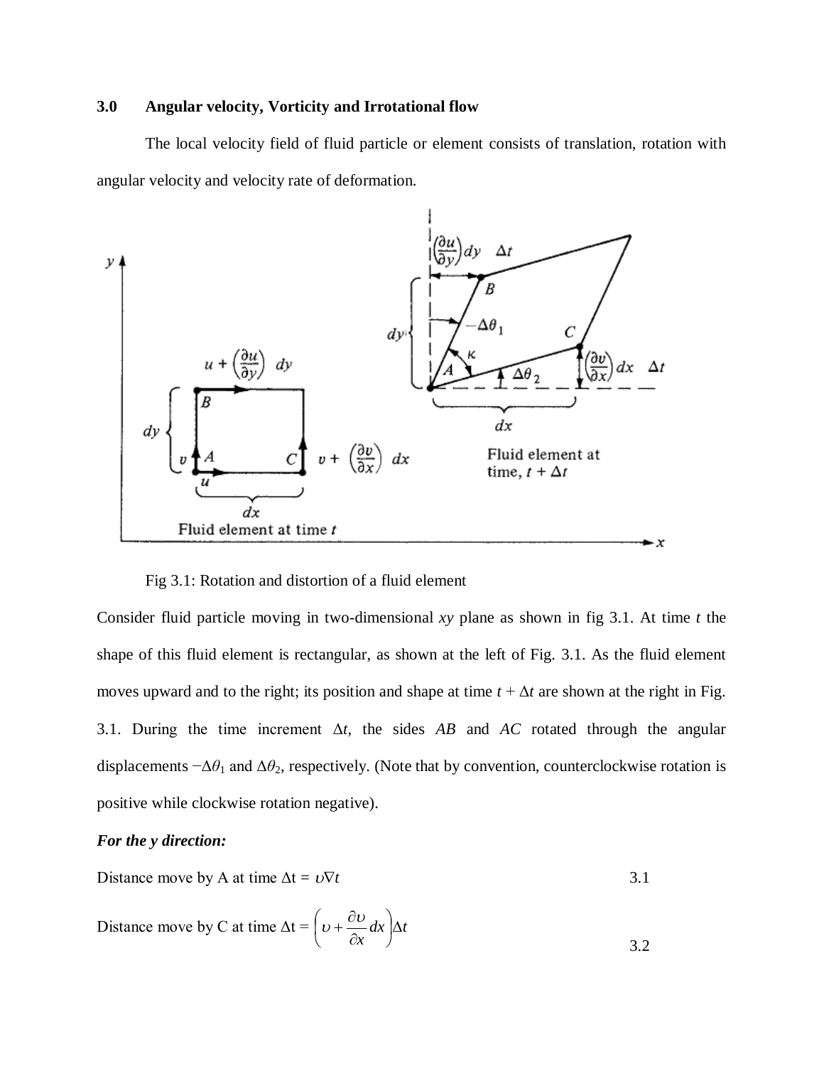### 3.0 Angular velocity, Vorticity and Irrotational flow

The local velocity field of fluid particle or element consists of translation, rotation with angular velocity and velocity rate of deformation.

Fig 3.1: Rotation and distortion of a fluid element

Consider fluid particle moving in two-dimensional *xy* plane as shown in fig 3.1. At time *t* the shape of this fluid element is rectangular, as shown at the left of Fig. 3.1. As the fluid element moves upward and to the right; its position and shape at time $t + \Delta t$ are shown at the right in Fig. 3.1. During the time increment $\Delta t$, the sides *AB* and *AC* rotated through the angular displacements $-\Delta\theta_1$ and $\Delta\theta_2$, respectively. (Note that by convention, counterclockwise rotation is positive while clockwise rotation negative).

***For the y direction:***

Distance move by A at time $\Delta t = \upsilon \nabla t$ 3.1

Distance move by C at time $\Delta t = \left( \upsilon + \dfrac{\partial \upsilon}{\partial x} dx \right) \Delta t$ 3.2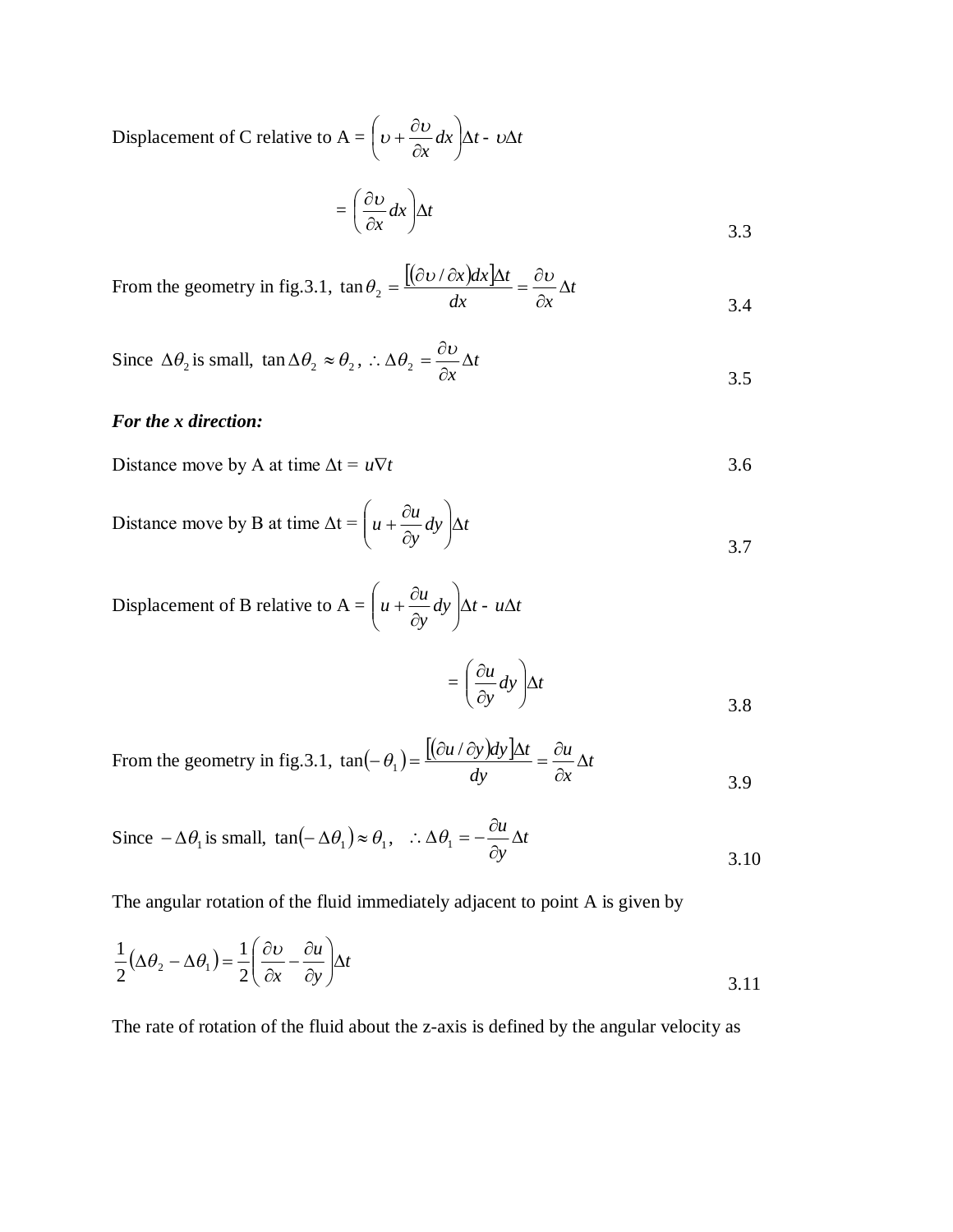Displacement of C relative to A = $\left(\upsilon + \dfrac{\partial \upsilon}{\partial x} dx\right)\Delta t$ - $\upsilon \Delta t$

$$= \left(\frac{\partial \upsilon}{\partial x} dx\right)\Delta t \tag{3.3}$$

From the geometry in fig.3.1, $\tan\theta_2 = \dfrac{\left[(\partial \upsilon / \partial x)dx\right]\Delta t}{dx} = \dfrac{\partial \upsilon}{\partial x}\Delta t$ $\quad$ 3.4

Since $\Delta\theta_2$ is small, $\tan\Delta\theta_2 \approx \theta_2$, $\therefore \Delta\theta_2 = \dfrac{\partial \upsilon}{\partial x}\Delta t$ $\quad$ 3.5

***For the x direction:***

Distance move by A at time $\Delta$t = $u\nabla t$ $\quad$ 3.6

Distance move by B at time $\Delta$t = $\left(u + \dfrac{\partial u}{\partial y} dy\right)\Delta t$ $\quad$ 3.7

Displacement of B relative to A = $\left(u + \dfrac{\partial u}{\partial y} dy\right)\Delta t$ - $u\Delta t$

$$= \left(\frac{\partial u}{\partial y} dy\right)\Delta t \tag{3.8}$$

From the geometry in fig.3.1, $\tan(-\theta_1) = \dfrac{\left[(\partial u / \partial y)dy\right]\Delta t}{dy} = \dfrac{\partial u}{\partial x}\Delta t$ $\quad$ 3.9

Since $-\Delta\theta_1$ is small, $\tan(-\Delta\theta_1) \approx \theta_1$, $\quad \therefore \Delta\theta_1 = -\dfrac{\partial u}{\partial y}\Delta t$ $\quad$ 3.10

The angular rotation of the fluid immediately adjacent to point A is given by

$$\frac{1}{2}(\Delta\theta_2 - \Delta\theta_1) = \frac{1}{2}\left(\frac{\partial \upsilon}{\partial x} - \frac{\partial u}{\partial y}\right)\Delta t \tag{3.11}$$

The rate of rotation of the fluid about the z-axis is defined by the angular velocity as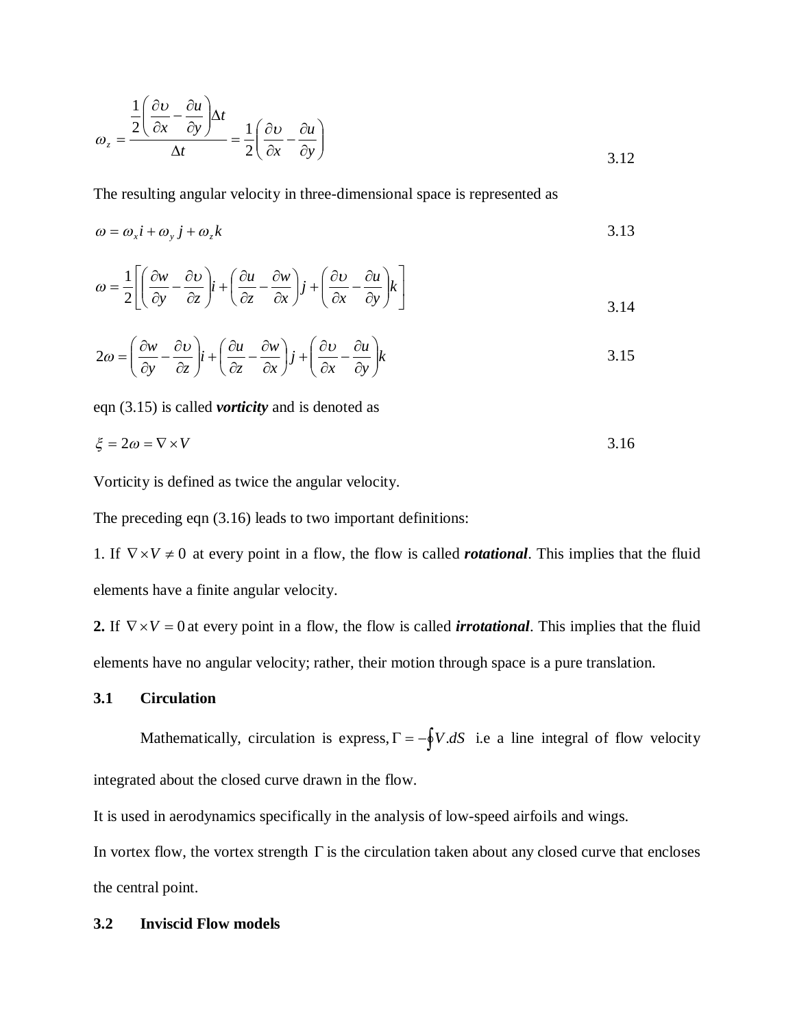$$\omega_z = \frac{\frac{1}{2}\left(\frac{\partial \upsilon}{\partial x} - \frac{\partial u}{\partial y}\right)\Delta t}{\Delta t} = \frac{1}{2}\left(\frac{\partial \upsilon}{\partial x} - \frac{\partial u}{\partial y}\right) \qquad 3.12$$

The resulting angular velocity in three-dimensional space is represented as

$$\omega = \omega_x i + \omega_y j + \omega_z k \qquad 3.13$$

$$\omega = \frac{1}{2}\left[\left(\frac{\partial w}{\partial y} - \frac{\partial \upsilon}{\partial z}\right)i + \left(\frac{\partial u}{\partial z} - \frac{\partial w}{\partial x}\right)j + \left(\frac{\partial \upsilon}{\partial x} - \frac{\partial u}{\partial y}\right)k\right] \qquad 3.14$$

$$2\omega = \left(\frac{\partial w}{\partial y} - \frac{\partial \upsilon}{\partial z}\right)i + \left(\frac{\partial u}{\partial z} - \frac{\partial w}{\partial x}\right)j + \left(\frac{\partial \upsilon}{\partial x} - \frac{\partial u}{\partial y}\right)k \qquad 3.15$$

eqn (3.15) is called ***vorticity*** and is denoted as

$$\xi = 2\omega = \nabla \times V \qquad 3.16$$

Vorticity is defined as twice the angular velocity.

The preceding eqn (3.16) leads to two important definitions:

1. If $\nabla \times V \neq 0$ at every point in a flow, the flow is called ***rotational***. This implies that the fluid elements have a finite angular velocity.

**2.** If $\nabla \times V = 0$ at every point in a flow, the flow is called ***irrotational***. This implies that the fluid elements have no angular velocity; rather, their motion through space is a pure translation.

### 3.1 Circulation

Mathematically, circulation is express, $\Gamma = -\oint V.dS$ i.e a line integral of flow velocity integrated about the closed curve drawn in the flow.

It is used in aerodynamics specifically in the analysis of low-speed airfoils and wings.

In vortex flow, the vortex strength $\Gamma$ is the circulation taken about any closed curve that encloses the central point.

### 3.2 Inviscid Flow models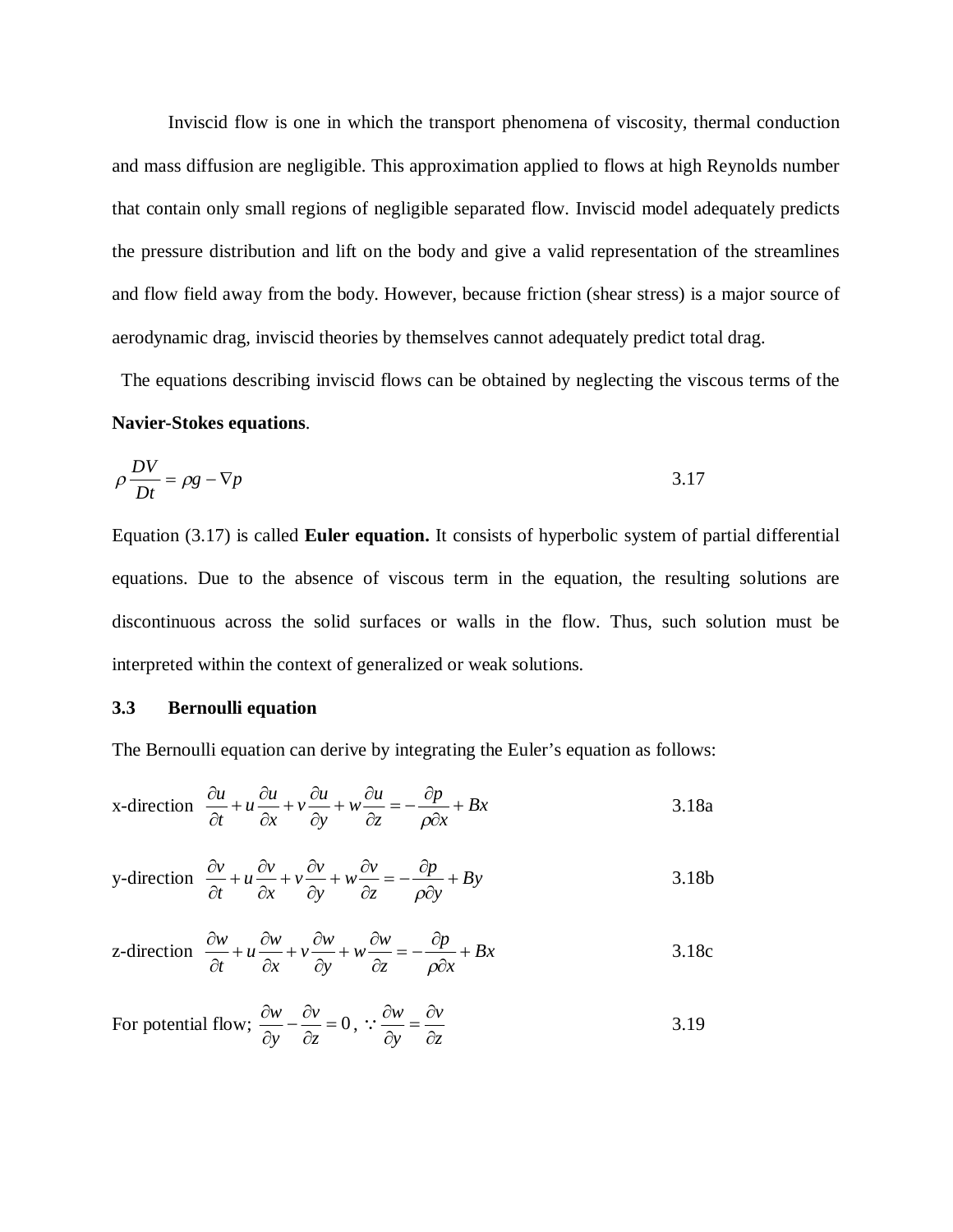Inviscid flow is one in which the transport phenomena of viscosity, thermal conduction and mass diffusion are negligible. This approximation applied to flows at high Reynolds number that contain only small regions of negligible separated flow. Inviscid model adequately predicts the pressure distribution and lift on the body and give a valid representation of the streamlines and flow field away from the body. However, because friction (shear stress) is a major source of aerodynamic drag, inviscid theories by themselves cannot adequately predict total drag.

The equations describing inviscid flows can be obtained by neglecting the viscous terms of the **Navier-Stokes equations**.

$$\rho \frac{DV}{Dt} = \rho g - \nabla p \qquad 3.17$$

Equation (3.17) is called **Euler equation.** It consists of hyperbolic system of partial differential equations. Due to the absence of viscous term in the equation, the resulting solutions are discontinuous across the solid surfaces or walls in the flow. Thus, such solution must be interpreted within the context of generalized or weak solutions.

### 3.3 Bernoulli equation

The Bernoulli equation can derive by integrating the Euler's equation as follows:

x-direction $$\frac{\partial u}{\partial t} + u\frac{\partial u}{\partial x} + v\frac{\partial u}{\partial y} + w\frac{\partial u}{\partial z} = -\frac{\partial p}{\rho \partial x} + Bx \qquad 3.18a$$

y-direction $$\frac{\partial v}{\partial t} + u\frac{\partial v}{\partial x} + v\frac{\partial v}{\partial y} + w\frac{\partial v}{\partial z} = -\frac{\partial p}{\rho \partial y} + By \qquad 3.18b$$

z-direction $$\frac{\partial w}{\partial t} + u\frac{\partial w}{\partial x} + v\frac{\partial w}{\partial y} + w\frac{\partial w}{\partial z} = -\frac{\partial p}{\rho \partial x} + Bx \qquad 3.18c$$

For potential flow; $$\frac{\partial w}{\partial y} - \frac{\partial v}{\partial z} = 0, \because \frac{\partial w}{\partial y} = \frac{\partial v}{\partial z} \qquad 3.19$$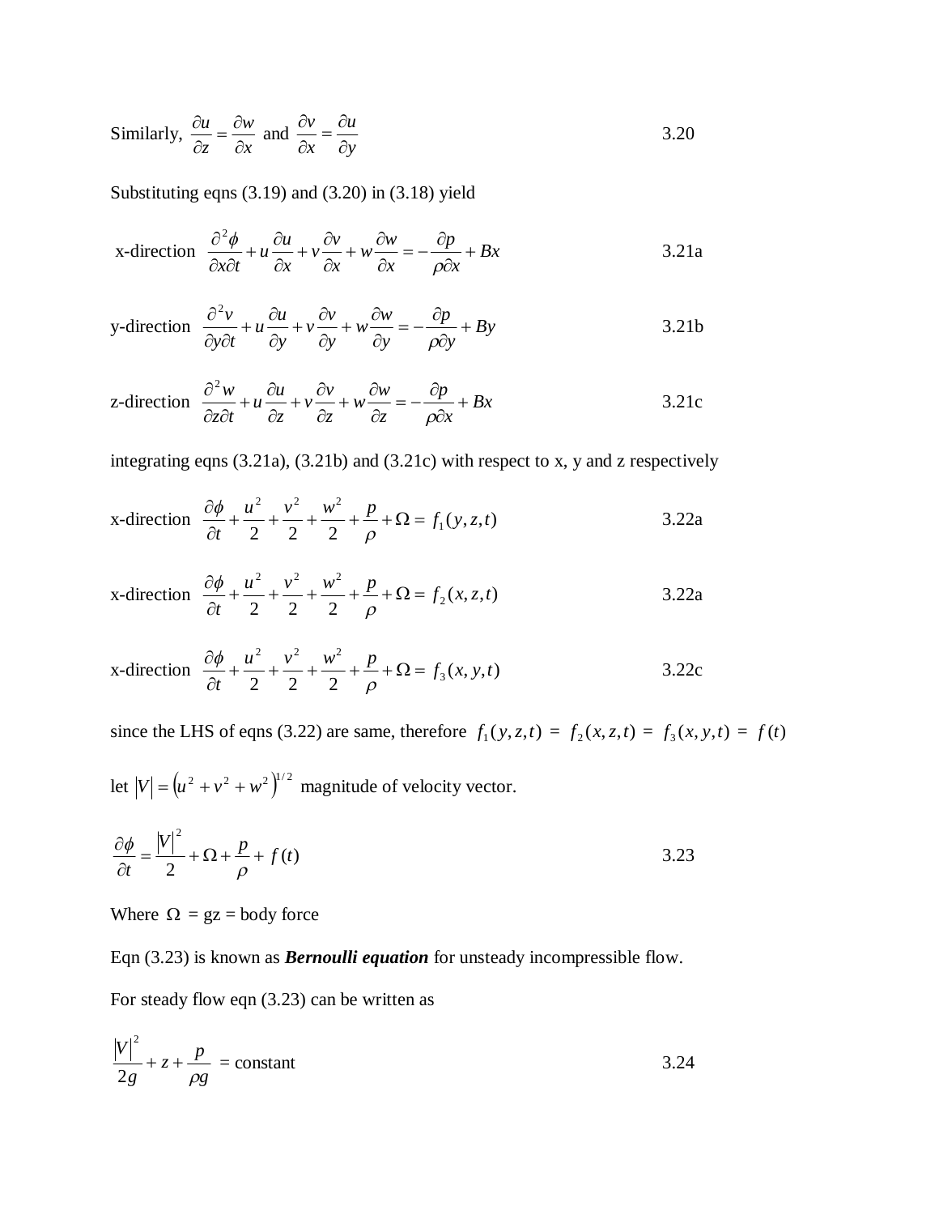Similarly, $\frac{\partial u}{\partial z} = \frac{\partial w}{\partial x}$ and $\frac{\partial v}{\partial x} = \frac{\partial u}{\partial y}$ 3.20

Substituting eqns (3.19) and (3.20) in (3.18) yield

x-direction $\frac{\partial^2 \phi}{\partial x \partial t} + u\frac{\partial u}{\partial x} + v\frac{\partial v}{\partial x} + w\frac{\partial w}{\partial x} = -\frac{\partial p}{\rho \partial x} + Bx$ 3.21a

y-direction $\frac{\partial^2 v}{\partial y \partial t} + u\frac{\partial u}{\partial y} + v\frac{\partial v}{\partial y} + w\frac{\partial w}{\partial y} = -\frac{\partial p}{\rho \partial y} + By$ 3.21b

z-direction $\frac{\partial^2 w}{\partial z \partial t} + u\frac{\partial u}{\partial z} + v\frac{\partial v}{\partial z} + w\frac{\partial w}{\partial z} = -\frac{\partial p}{\rho \partial x} + Bx$ 3.21c

integrating eqns (3.21a), (3.21b) and (3.21c) with respect to x, y and z respectively

x-direction $\frac{\partial \phi}{\partial t} + \frac{u^2}{2} + \frac{v^2}{2} + \frac{w^2}{2} + \frac{p}{\rho} + \Omega = f_1(y, z, t)$ 3.22a

x-direction $\frac{\partial \phi}{\partial t} + \frac{u^2}{2} + \frac{v^2}{2} + \frac{w^2}{2} + \frac{p}{\rho} + \Omega = f_2(x, z, t)$ 3.22a

x-direction $\frac{\partial \phi}{\partial t} + \frac{u^2}{2} + \frac{v^2}{2} + \frac{w^2}{2} + \frac{p}{\rho} + \Omega = f_3(x, y, t)$ 3.22c

since the LHS of eqns (3.22) are same, therefore $f_1(y,z,t) = f_2(x,z,t) = f_3(x,y,t) = f(t)$

let $|V| = \left(u^2 + v^2 + w^2\right)^{1/2}$ magnitude of velocity vector.

$$\frac{\partial \phi}{\partial t} = \frac{|V|^2}{2} + \Omega + \frac{p}{\rho} + f(t) \qquad 3.23$$

Where $\Omega$ = gz = body force

Eqn (3.23) is known as ***Bernoulli equation*** for unsteady incompressible flow.

For steady flow eqn (3.23) can be written as

$$\frac{|V|^2}{2g} + z + \frac{p}{\rho g} = \text{constant} \qquad 3.24$$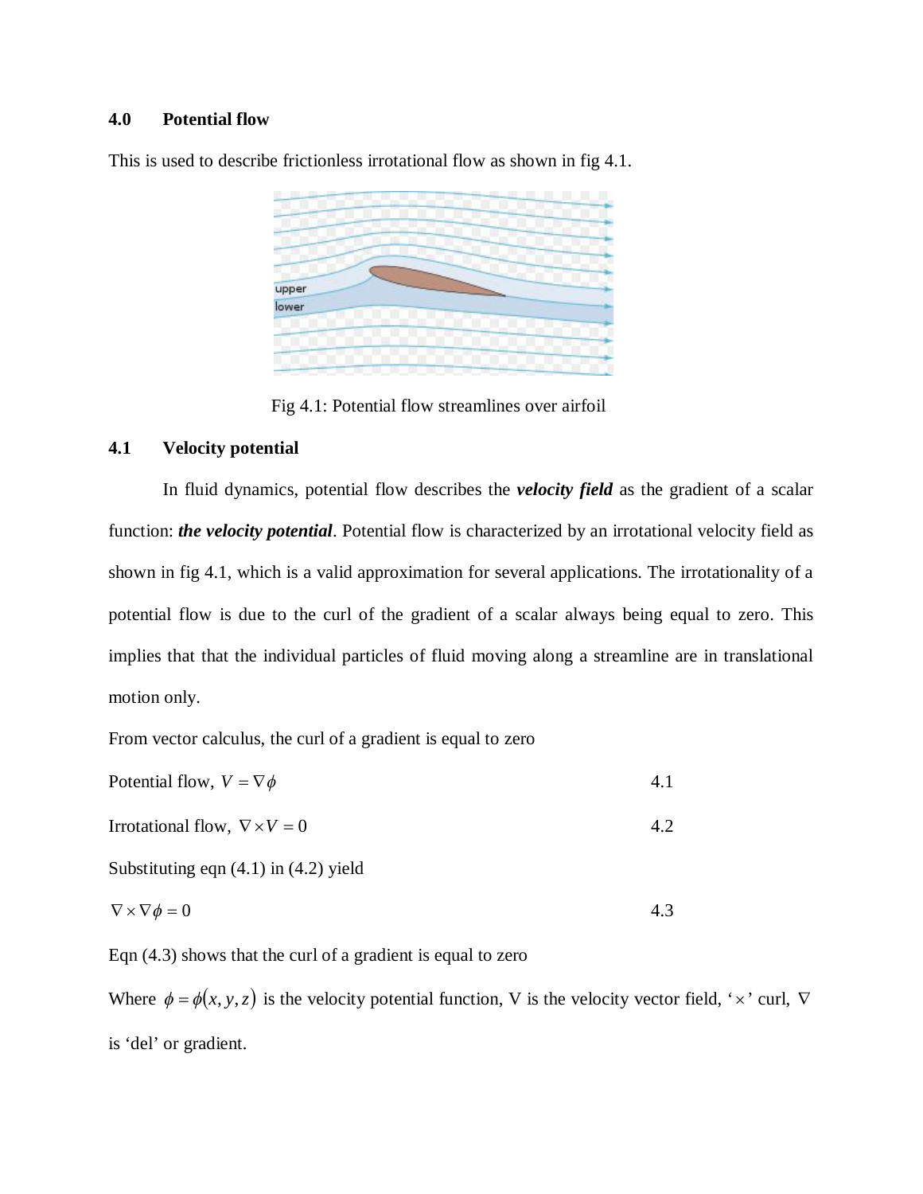## 4.0 Potential flow

This is used to describe frictionless irrotational flow as shown in fig 4.1.

Fig 4.1: Potential flow streamlines over airfoil

## 4.1 Velocity potential

In fluid dynamics, potential flow describes the ***velocity field*** as the gradient of a scalar function: ***the velocity potential***. Potential flow is characterized by an irrotational velocity field as shown in fig 4.1, which is a valid approximation for several applications. The irrotationality of a potential flow is due to the curl of the gradient of a scalar always being equal to zero. This implies that that the individual particles of fluid moving along a streamline are in translational motion only.

From vector calculus, the curl of a gradient is equal to zero

Potential flow, $V = \nabla \phi$ (4.1)

Irrotational flow, $\nabla \times V = 0$ (4.2)

Substituting eqn (4.1) in (4.2) yield

$$\nabla \times \nabla \phi = 0 \qquad 4.3$$

Eqn (4.3) shows that the curl of a gradient is equal to zero

Where $\phi = \phi(x, y, z)$ is the velocity potential function, V is the velocity vector field, '$\times$' curl, $\nabla$ is 'del' or gradient.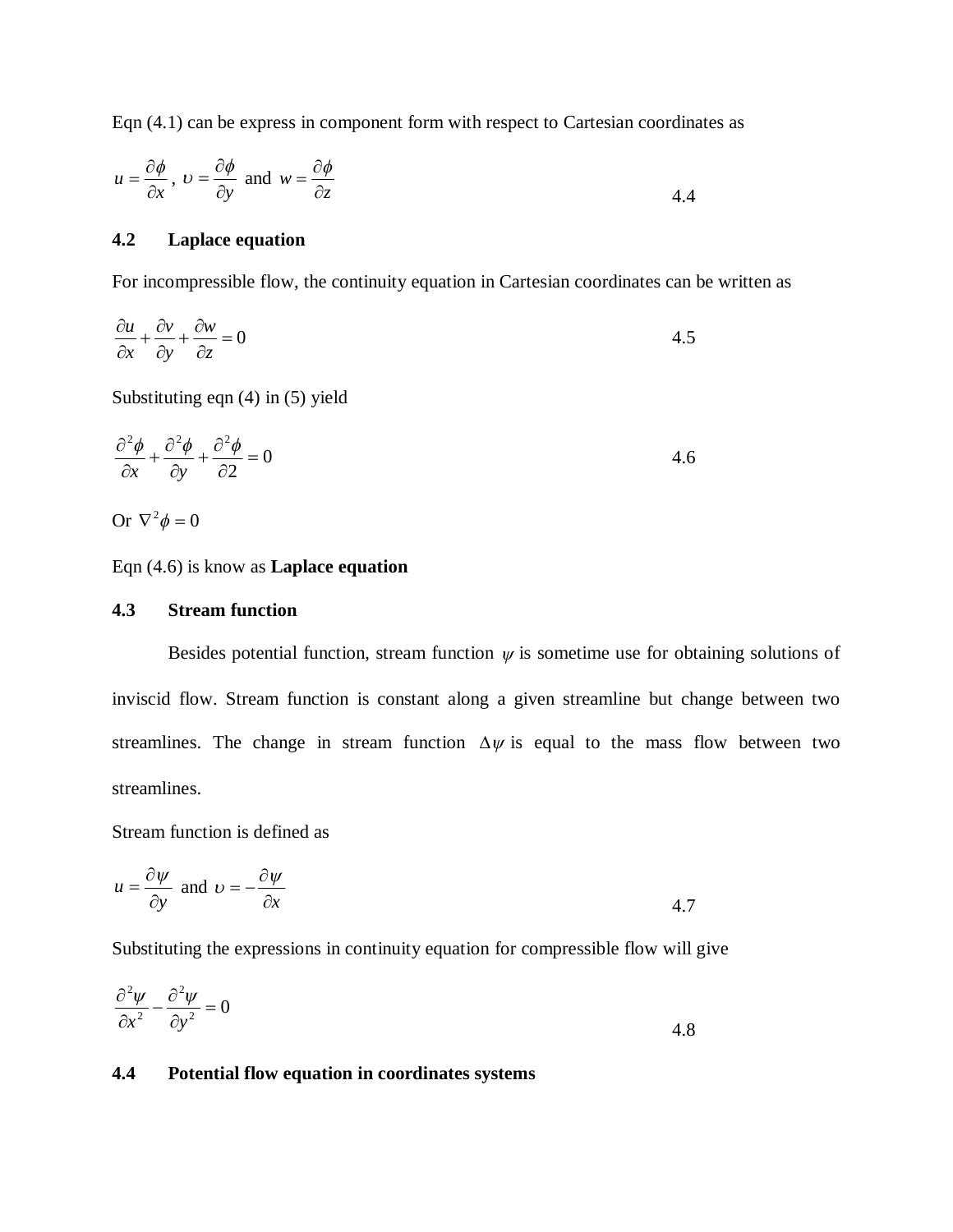Eqn (4.1) can be express in component form with respect to Cartesian coordinates as

$$u = \frac{\partial \phi}{\partial x}, \; \upsilon = \frac{\partial \phi}{\partial y} \text{ and } w = \frac{\partial \phi}{\partial z} \tag{4.4}$$

## 4.2 Laplace equation

For incompressible flow, the continuity equation in Cartesian coordinates can be written as

$$\frac{\partial u}{\partial x} + \frac{\partial v}{\partial y} + \frac{\partial w}{\partial z} = 0 \tag{4.5}$$

Substituting eqn (4) in (5) yield

$$\frac{\partial^2 \phi}{\partial x} + \frac{\partial^2 \phi}{\partial y} + \frac{\partial^2 \phi}{\partial 2} = 0 \tag{4.6}$$

Or $\nabla^2 \phi = 0$

Eqn (4.6) is know as **Laplace equation**

## 4.3 Stream function

Besides potential function, stream function $\psi$ is sometime use for obtaining solutions of inviscid flow. Stream function is constant along a given streamline but change between two streamlines. The change in stream function $\Delta \psi$ is equal to the mass flow between two streamlines.

Stream function is defined as

$$u = \frac{\partial \psi}{\partial y} \text{ and } \upsilon = -\frac{\partial \psi}{\partial x} \tag{4.7}$$

Substituting the expressions in continuity equation for compressible flow will give

$$\frac{\partial^2 \psi}{\partial x^2} - \frac{\partial^2 \psi}{\partial y^2} = 0 \tag{4.8}$$

## 4.4 Potential flow equation in coordinates systems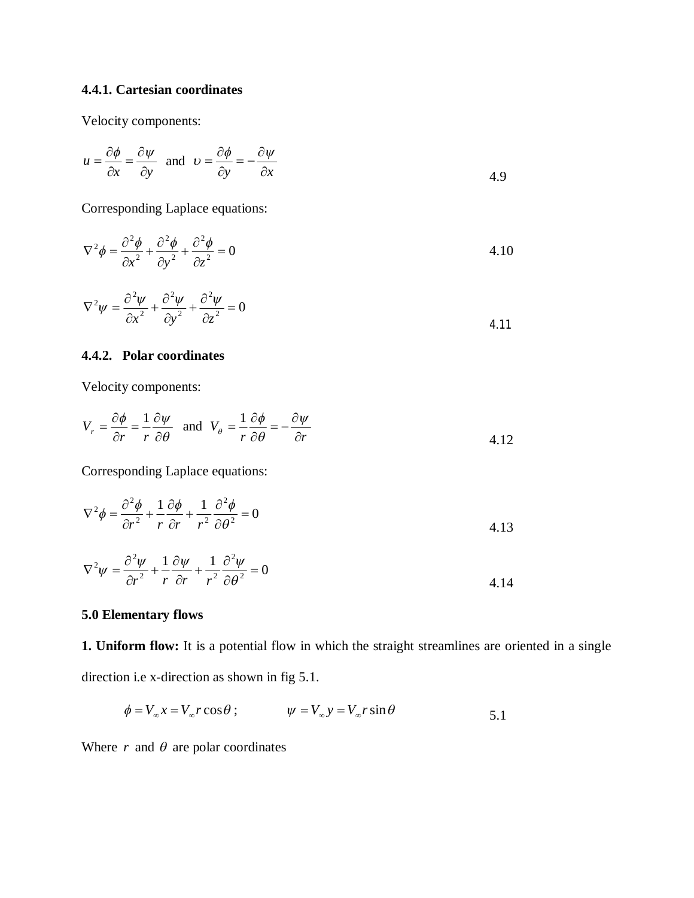### 4.4.1. Cartesian coordinates

Velocity components:

$$u = \frac{\partial \phi}{\partial x} = \frac{\partial \psi}{\partial y} \quad \text{and} \quad \upsilon = \frac{\partial \phi}{\partial y} = -\frac{\partial \psi}{\partial x} \qquad 4.9$$

Corresponding Laplace equations:

$$\nabla^2 \phi = \frac{\partial^2 \phi}{\partial x^2} + \frac{\partial^2 \phi}{\partial y^2} + \frac{\partial^2 \phi}{\partial z^2} = 0 \qquad 4.10$$

$$\nabla^2 \psi = \frac{\partial^2 \psi}{\partial x^2} + \frac{\partial^2 \psi}{\partial y^2} + \frac{\partial^2 \psi}{\partial z^2} = 0 \qquad 4.11$$

### 4.4.2. Polar coordinates

Velocity components:

$$V_r = \frac{\partial \phi}{\partial r} = \frac{1}{r}\frac{\partial \psi}{\partial \theta} \quad \text{and} \quad V_\theta = \frac{1}{r}\frac{\partial \phi}{\partial \theta} = -\frac{\partial \psi}{\partial r} \qquad 4.12$$

Corresponding Laplace equations:

$$\nabla^2 \phi = \frac{\partial^2 \phi}{\partial r^2} + \frac{1}{r}\frac{\partial \phi}{\partial r} + \frac{1}{r^2}\frac{\partial^2 \phi}{\partial \theta^2} = 0 \qquad 4.13$$

$$\nabla^2 \psi = \frac{\partial^2 \psi}{\partial r^2} + \frac{1}{r}\frac{\partial \psi}{\partial r} + \frac{1}{r^2}\frac{\partial^2 \psi}{\partial \theta^2} = 0 \qquad 4.14$$

### 5.0 Elementary flows

**1. Uniform flow:** It is a potential flow in which the straight streamlines are oriented in a single direction i.e x-direction as shown in fig 5.1.

$$\phi = V_\infty x = V_\infty r\cos\theta\,; \qquad \psi = V_\infty y = V_\infty r\sin\theta \qquad 5.1$$

Where $r$ and $\theta$ are polar coordinates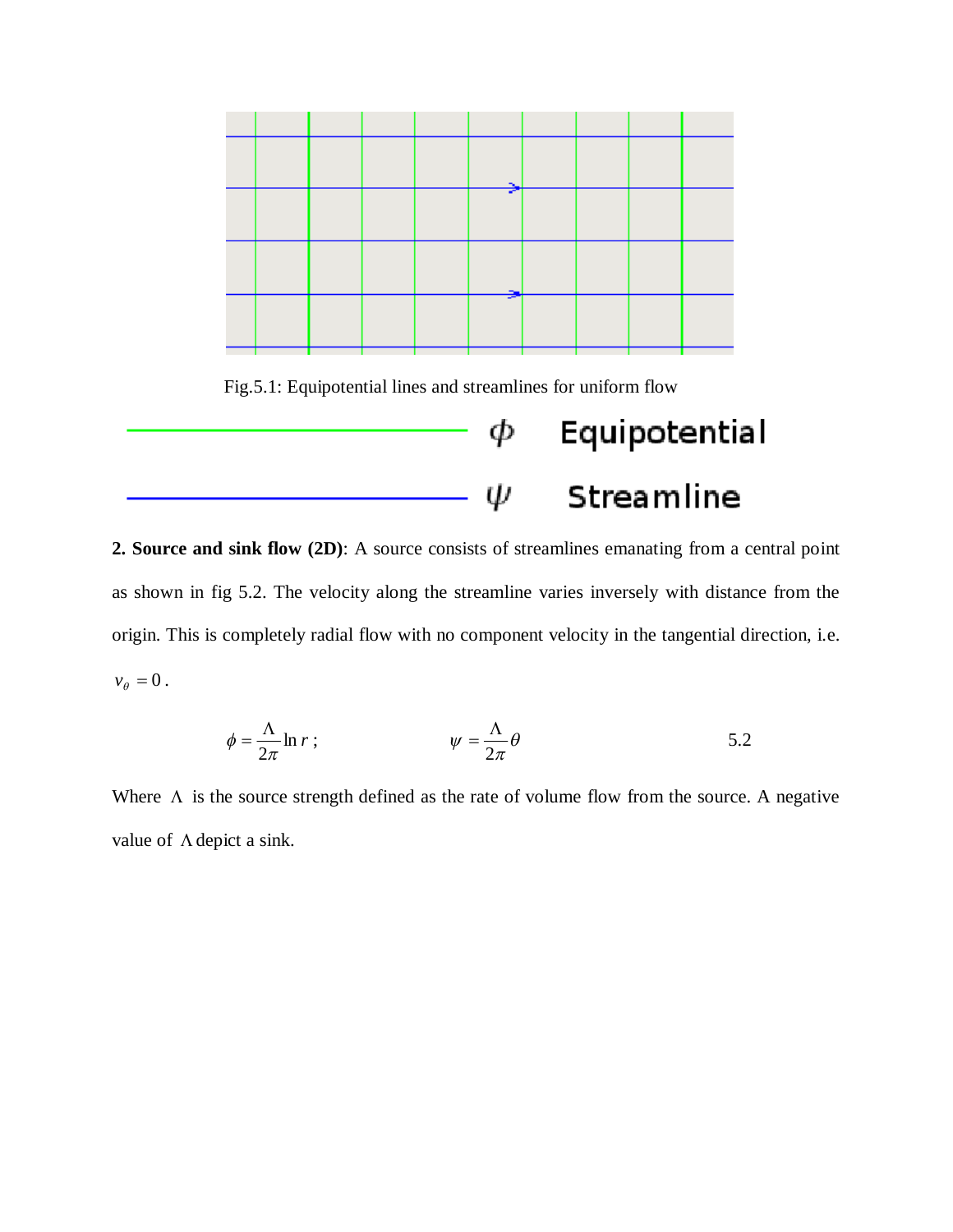Fig.5.1: Equipotential lines and streamlines for uniform flow

$\phi$ Equipotential

$\psi$ Streamline

**2. Source and sink flow (2D)**: A source consists of streamlines emanating from a central point as shown in fig 5.2. The velocity along the streamline varies inversely with distance from the origin. This is completely radial flow with no component velocity in the tangential direction, i.e. $v_\theta = 0$.

$$\phi = \frac{\Lambda}{2\pi}\ln r\,; \qquad\qquad \psi = \frac{\Lambda}{2\pi}\theta \qquad\qquad 5.2$$

Where $\Lambda$ is the source strength defined as the rate of volume flow from the source. A negative value of $\Lambda$ depict a sink.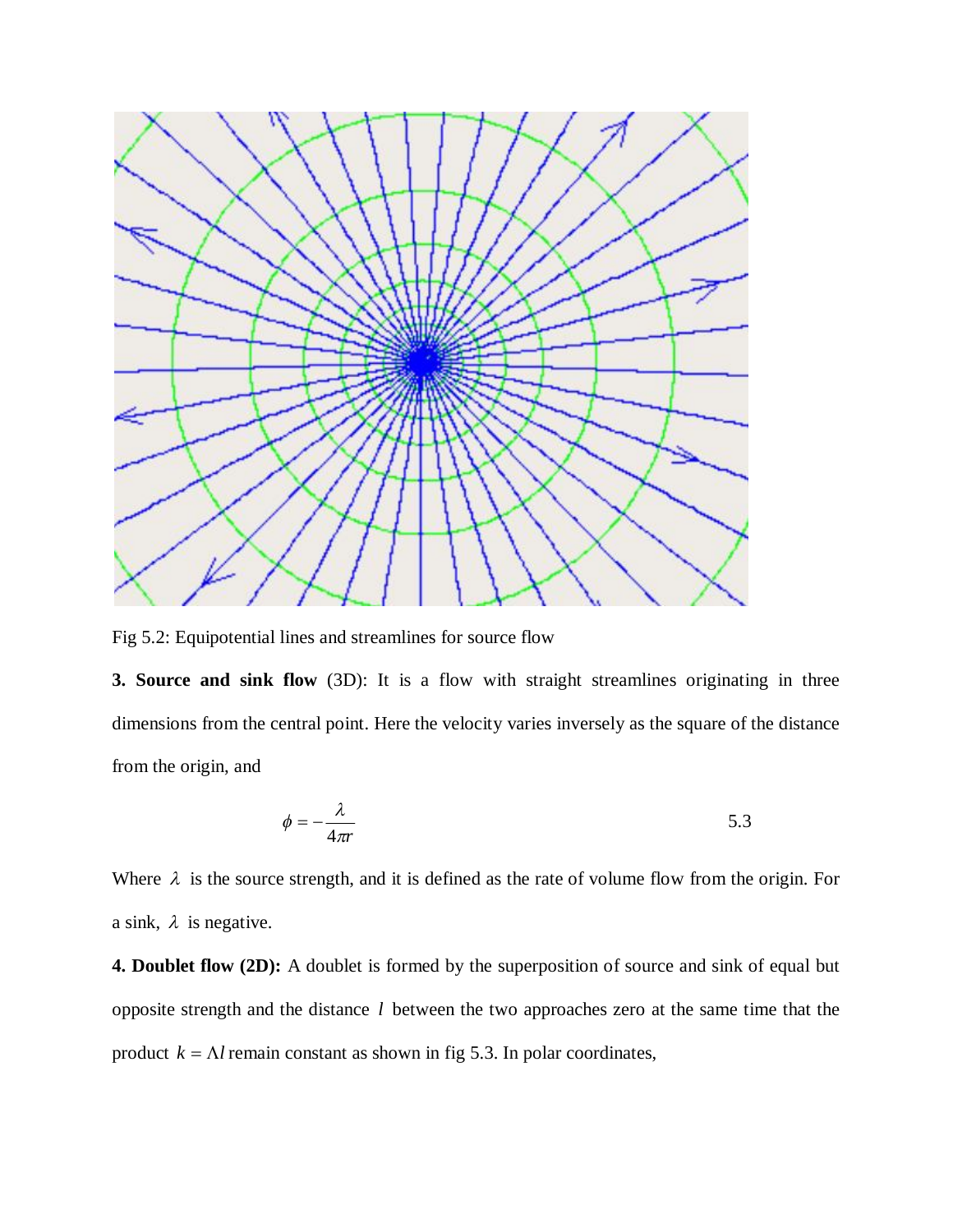Fig 5.2: Equipotential lines and streamlines for source flow

**3. Source and sink flow** (3D): It is a flow with straight streamlines originating in three dimensions from the central point. Here the velocity varies inversely as the square of the distance from the origin, and

$$\phi = -\frac{\lambda}{4\pi r} \tag{5.3}$$

Where $\lambda$ is the source strength, and it is defined as the rate of volume flow from the origin. For a sink, $\lambda$ is negative.

**4. Doublet flow (2D):** A doublet is formed by the superposition of source and sink of equal but opposite strength and the distance $l$ between the two approaches zero at the same time that the product $k = \Lambda l$ remain constant as shown in fig 5.3. In polar coordinates,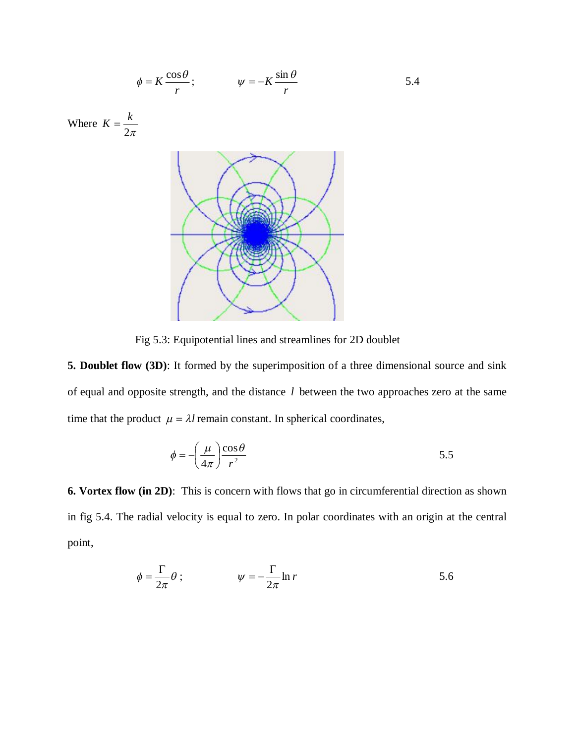$$\phi = K\frac{\cos\theta}{r}; \qquad \psi = -K\frac{\sin\theta}{r} \qquad 5.4$$

Where $K = \dfrac{k}{2\pi}$

Fig 5.3: Equipotential lines and streamlines for 2D doublet

**5. Doublet flow (3D)**: It formed by the superimposition of a three dimensional source and sink of equal and opposite strength, and the distance $l$ between the two approaches zero at the same time that the product $\mu = \lambda l$ remain constant. In spherical coordinates,

$$\phi = -\left(\frac{\mu}{4\pi}\right)\frac{\cos\theta}{r^2} \qquad 5.5$$

**6. Vortex flow (in 2D)**: This is concern with flows that go in circumferential direction as shown in fig 5.4. The radial velocity is equal to zero. In polar coordinates with an origin at the central point,

$$\phi = \frac{\Gamma}{2\pi}\theta; \qquad \psi = -\frac{\Gamma}{2\pi}\ln r \qquad 5.6$$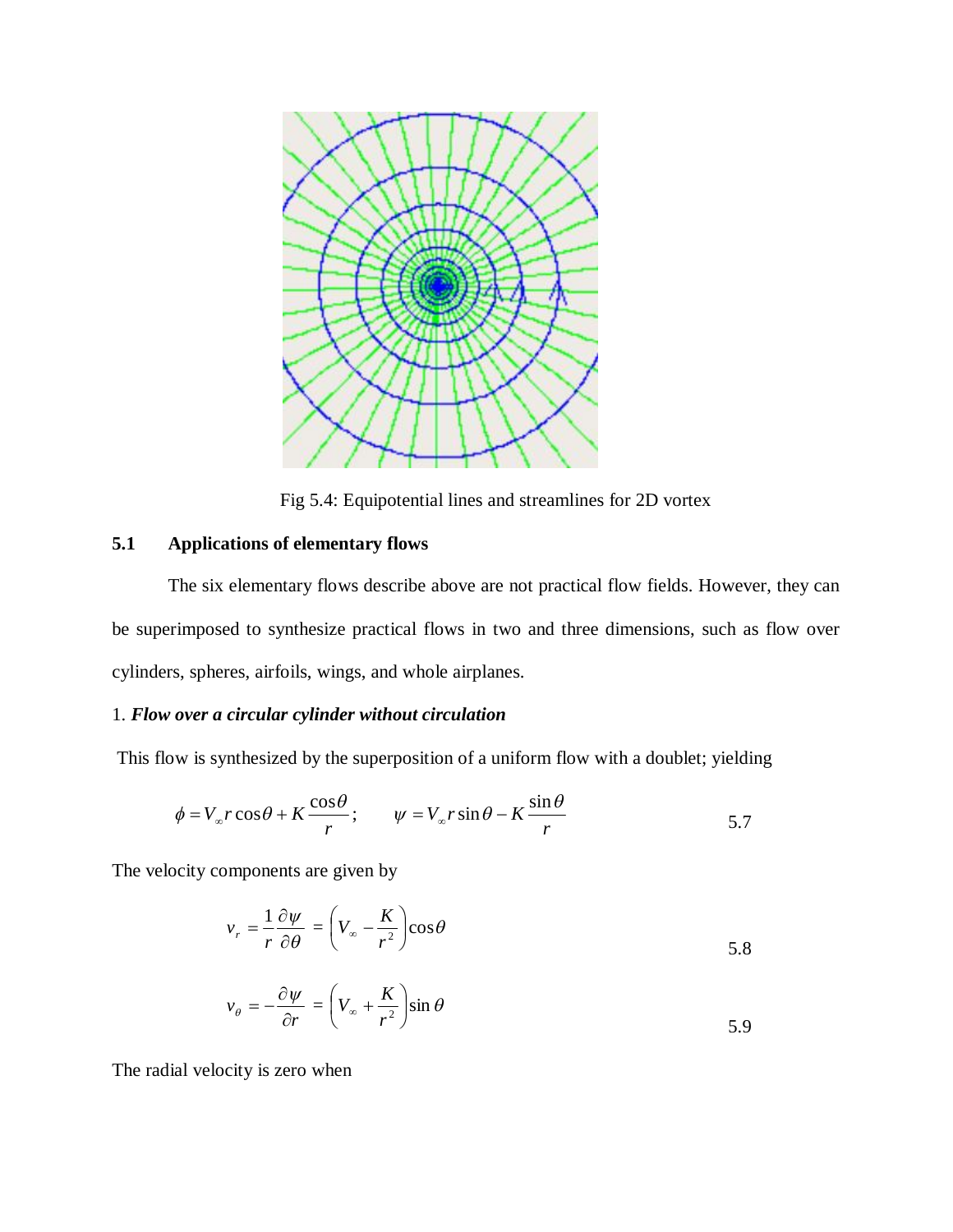Fig 5.4: Equipotential lines and streamlines for 2D vortex

## 5.1 Applications of elementary flows

The six elementary flows describe above are not practical flow fields. However, they can be superimposed to synthesize practical flows in two and three dimensions, such as flow over cylinders, spheres, airfoils, wings, and whole airplanes.

1. ***Flow over a circular cylinder without circulation***

This flow is synthesized by the superposition of a uniform flow with a doublet; yielding

$$\phi = V_{\infty} r \cos\theta + K\frac{\cos\theta}{r}; \qquad \psi = V_{\infty} r \sin\theta - K\frac{\sin\theta}{r} \tag{5.7}$$

The velocity components are given by

$$v_r = \frac{1}{r}\frac{\partial \psi}{\partial \theta} = \left(V_{\infty} - \frac{K}{r^2}\right)\cos\theta \tag{5.8}$$

$$v_{\theta} = -\frac{\partial \psi}{\partial r} = \left(V_{\infty} + \frac{K}{r^2}\right)\sin\theta \tag{5.9}$$

The radial velocity is zero when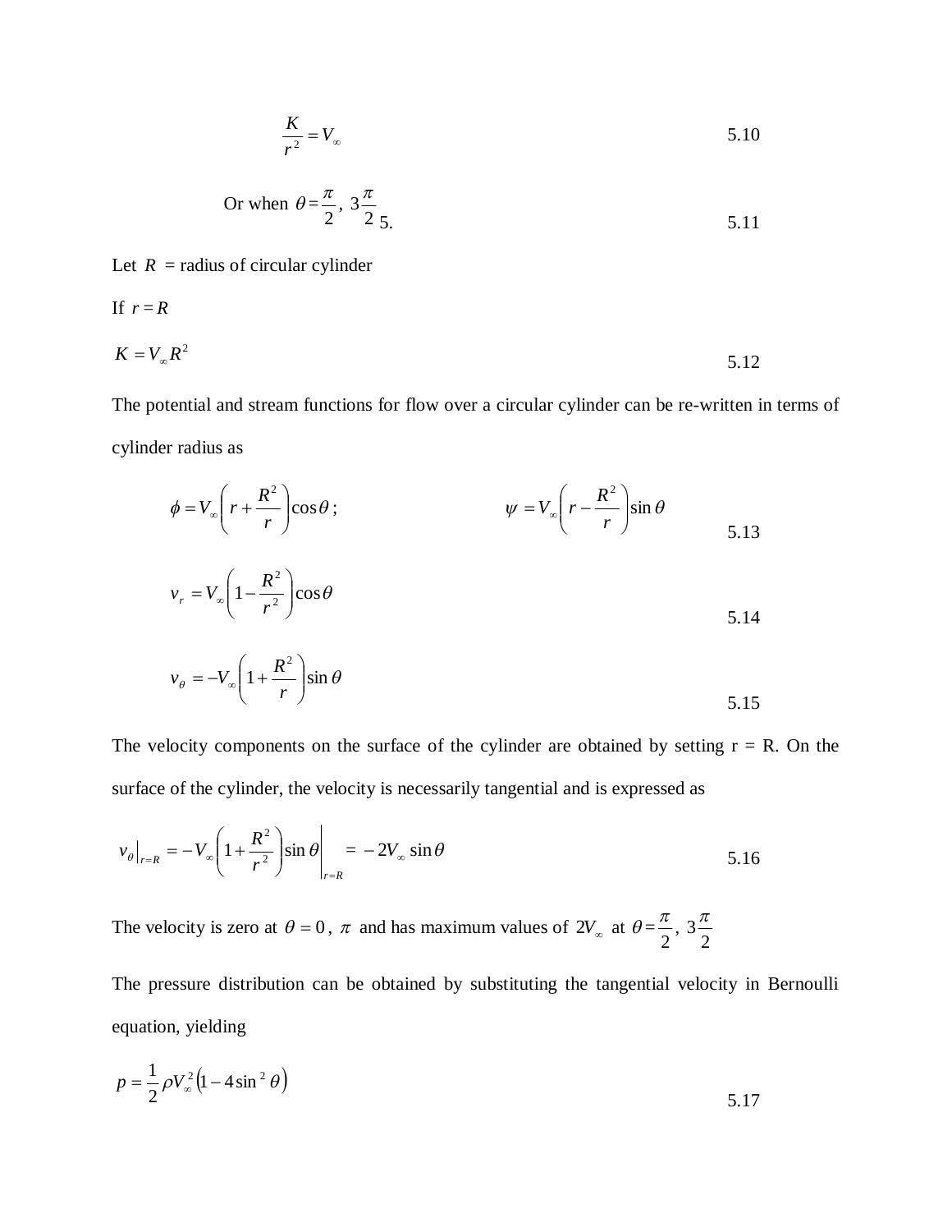$$\frac{K}{r^2} = V_\infty \tag{5.10}$$

Or when $\theta = \frac{\pi}{2},\ 3\frac{\pi}{2}$ 5. 5.11

Let $R$ = radius of circular cylinder

If $r = R$

$$K = V_\infty R^2 \tag{5.12}$$

The potential and stream functions for flow over a circular cylinder can be re-written in terms of cylinder radius as

$$\phi = V_\infty\left(r + \frac{R^2}{r}\right)\cos\theta\ ; \qquad \psi = V_\infty\left(r - \frac{R^2}{r}\right)\sin\theta \tag{5.13}$$

$$v_r = V_\infty\left(1 - \frac{R^2}{r^2}\right)\cos\theta \tag{5.14}$$

$$v_\theta = -V_\infty\left(1 + \frac{R^2}{r}\right)\sin\theta \tag{5.15}$$

The velocity components on the surface of the cylinder are obtained by setting r = R. On the surface of the cylinder, the velocity is necessarily tangential and is expressed as

$$v_\theta\big|_{r=R} = -V_\infty\left(1 + \frac{R^2}{r^2}\right)\sin\theta\Bigg|_{r=R} = -2V_\infty\sin\theta \tag{5.16}$$

The velocity is zero at $\theta = 0$, $\pi$ and has maximum values of $2V_\infty$ at $\theta = \frac{\pi}{2},\ 3\frac{\pi}{2}$

The pressure distribution can be obtained by substituting the tangential velocity in Bernoulli equation, yielding

$$p = \frac{1}{2}\rho V_\infty^2\left(1 - 4\sin^2\theta\right) \tag{5.17}$$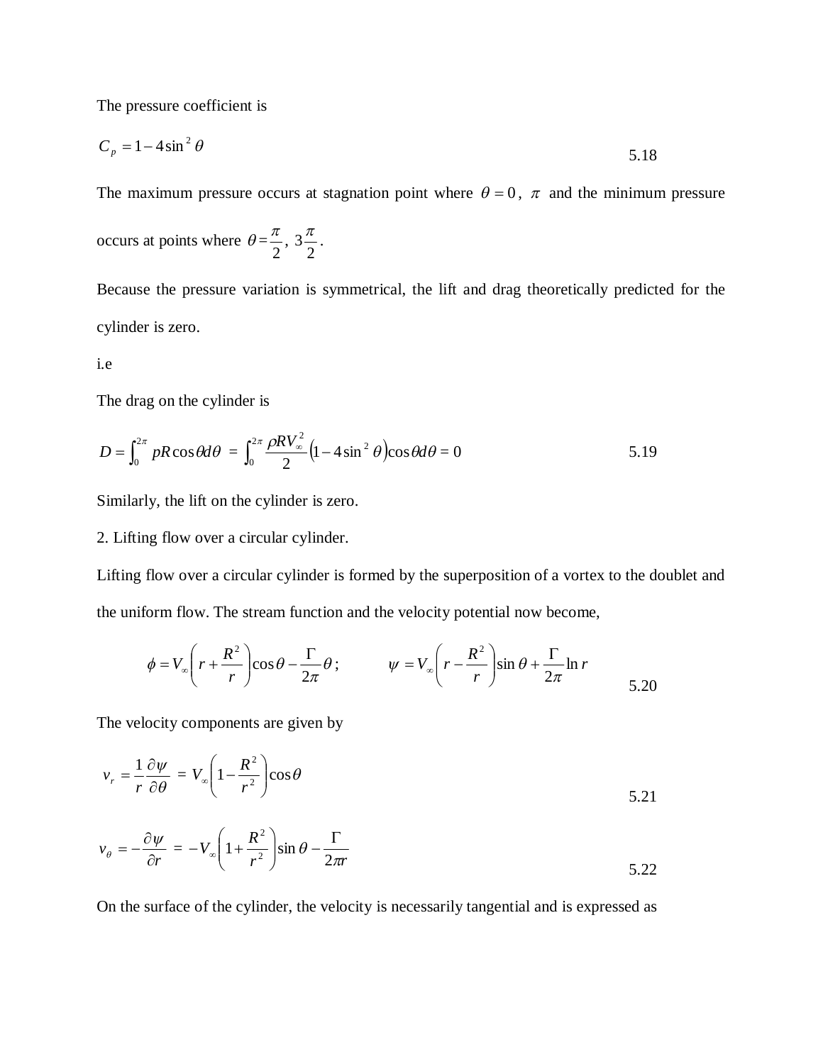The pressure coefficient is

$$C_p = 1 - 4\sin^2\theta \tag{5.18}$$

The maximum pressure occurs at stagnation point where $\theta = 0$, $\pi$ and the minimum pressure occurs at points where $\theta = \frac{\pi}{2}$, $3\frac{\pi}{2}$.

Because the pressure variation is symmetrical, the lift and drag theoretically predicted for the cylinder is zero.

i.e

The drag on the cylinder is

$$D = \int_0^{2\pi} pR\cos\theta d\theta \;=\; \int_0^{2\pi} \frac{\rho R V_\infty^2}{2}\left(1 - 4\sin^2\theta\right)\cos\theta d\theta = 0 \tag{5.19}$$

Similarly, the lift on the cylinder is zero.

2. Lifting flow over a circular cylinder.

Lifting flow over a circular cylinder is formed by the superposition of a vortex to the doublet and the uniform flow. The stream function and the velocity potential now become,

$$\phi = V_\infty\left(r + \frac{R^2}{r}\right)\cos\theta - \frac{\Gamma}{2\pi}\theta\,; \qquad \psi = V_\infty\left(r - \frac{R^2}{r}\right)\sin\theta + \frac{\Gamma}{2\pi}\ln r \tag{5.20}$$

The velocity components are given by

$$v_r = \frac{1}{r}\frac{\partial \psi}{\partial \theta} \;=\; V_\infty\left(1 - \frac{R^2}{r^2}\right)\cos\theta \tag{5.21}$$

$$v_\theta = -\frac{\partial \psi}{\partial r} \;=\; -V_\infty\left(1 + \frac{R^2}{r^2}\right)\sin\theta - \frac{\Gamma}{2\pi r} \tag{5.22}$$

On the surface of the cylinder, the velocity is necessarily tangential and is expressed as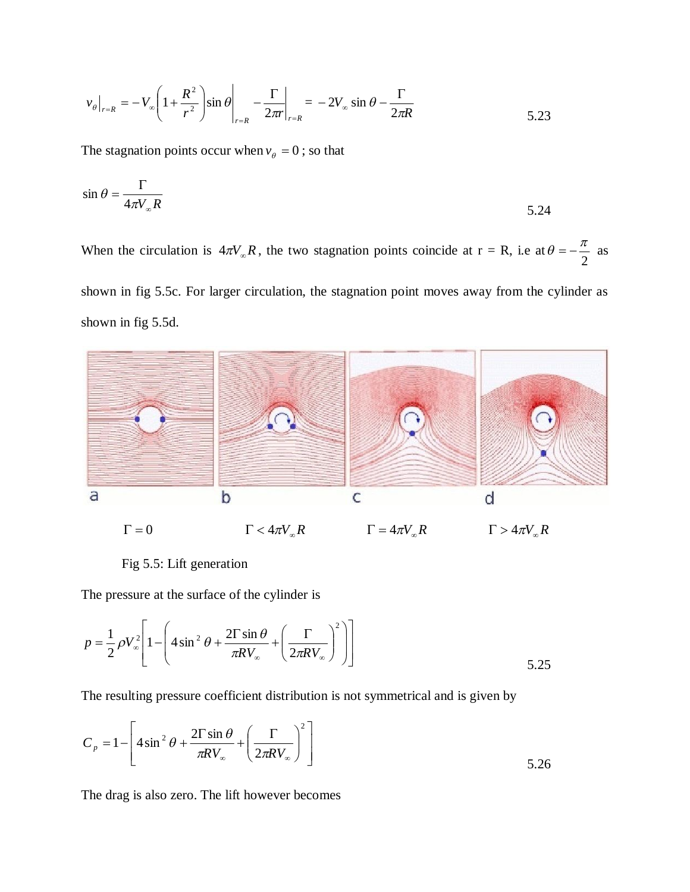$$v_\theta\big|_{r=R} = -V_\infty\left(1+\frac{R^2}{r^2}\right)\sin\theta\bigg|_{r=R} - \frac{\Gamma}{2\pi r}\bigg|_{r=R} = -2V_\infty\sin\theta - \frac{\Gamma}{2\pi R} \tag{5.23}$$

The stagnation points occur when $v_\theta = 0$; so that

$$\sin\theta = \frac{\Gamma}{4\pi V_\infty R} \tag{5.24}$$

When the circulation is $4\pi V_\infty R$, the two stagnation points coincide at r = R, i.e at $\theta = -\dfrac{\pi}{2}$ as shown in fig 5.5c. For larger circulation, the stagnation point moves away from the cylinder as shown in fig 5.5d.

a $\Gamma = 0$ &nbsp;&nbsp; b $\Gamma < 4\pi V_\infty R$ &nbsp;&nbsp; c $\Gamma = 4\pi V_\infty R$ &nbsp;&nbsp; d $\Gamma > 4\pi V_\infty R$

Fig 5.5: Lift generation

The pressure at the surface of the cylinder is

$$p = \frac{1}{2}\rho V_\infty^2\left[1-\left(4\sin^2\theta + \frac{2\Gamma\sin\theta}{\pi R V_\infty} + \left(\frac{\Gamma}{2\pi R V_\infty}\right)^2\right)\right] \tag{5.25}$$

The resulting pressure coefficient distribution is not symmetrical and is given by

$$C_p = 1-\left[4\sin^2\theta + \frac{2\Gamma\sin\theta}{\pi R V_\infty} + \left(\frac{\Gamma}{2\pi R V_\infty}\right)^2\right] \tag{5.26}$$

The drag is also zero. The lift however becomes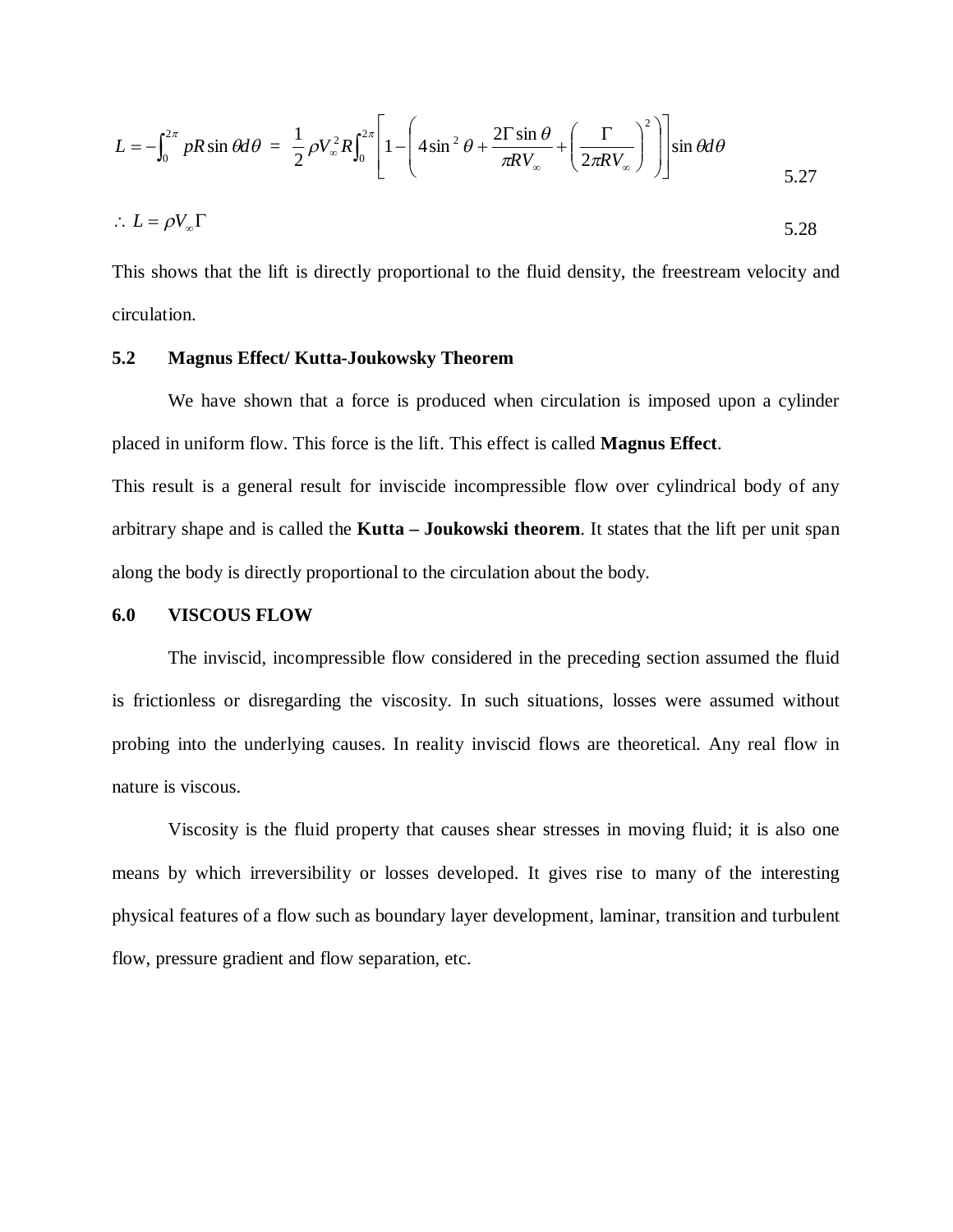$$L = -\int_0^{2\pi} pR\sin\theta d\theta \ = \ \frac{1}{2}\rho V_\infty^2 R\int_0^{2\pi}\left[1-\left(4\sin^2\theta + \frac{2\Gamma\sin\theta}{\pi R V_\infty} + \left(\frac{\Gamma}{2\pi R V_\infty}\right)^2\right)\right]\sin\theta d\theta \qquad 5.27$$

$$\therefore \ L = \rho V_\infty \Gamma \qquad 5.28$$

This shows that the lift is directly proportional to the fluid density, the freestream velocity and circulation.

## 5.2 Magnus Effect/ Kutta-Joukowsky Theorem

We have shown that a force is produced when circulation is imposed upon a cylinder placed in uniform flow. This force is the lift. This effect is called **Magnus Effect**.

This result is a general result for inviscide incompressible flow over cylindrical body of any arbitrary shape and is called the **Kutta – Joukowski theorem**. It states that the lift per unit span along the body is directly proportional to the circulation about the body.

# 6.0 VISCOUS FLOW

The inviscid, incompressible flow considered in the preceding section assumed the fluid is frictionless or disregarding the viscosity. In such situations, losses were assumed without probing into the underlying causes. In reality inviscid flows are theoretical. Any real flow in nature is viscous.

Viscosity is the fluid property that causes shear stresses in moving fluid; it is also one means by which irreversibility or losses developed. It gives rise to many of the interesting physical features of a flow such as boundary layer development, laminar, transition and turbulent flow, pressure gradient and flow separation, etc.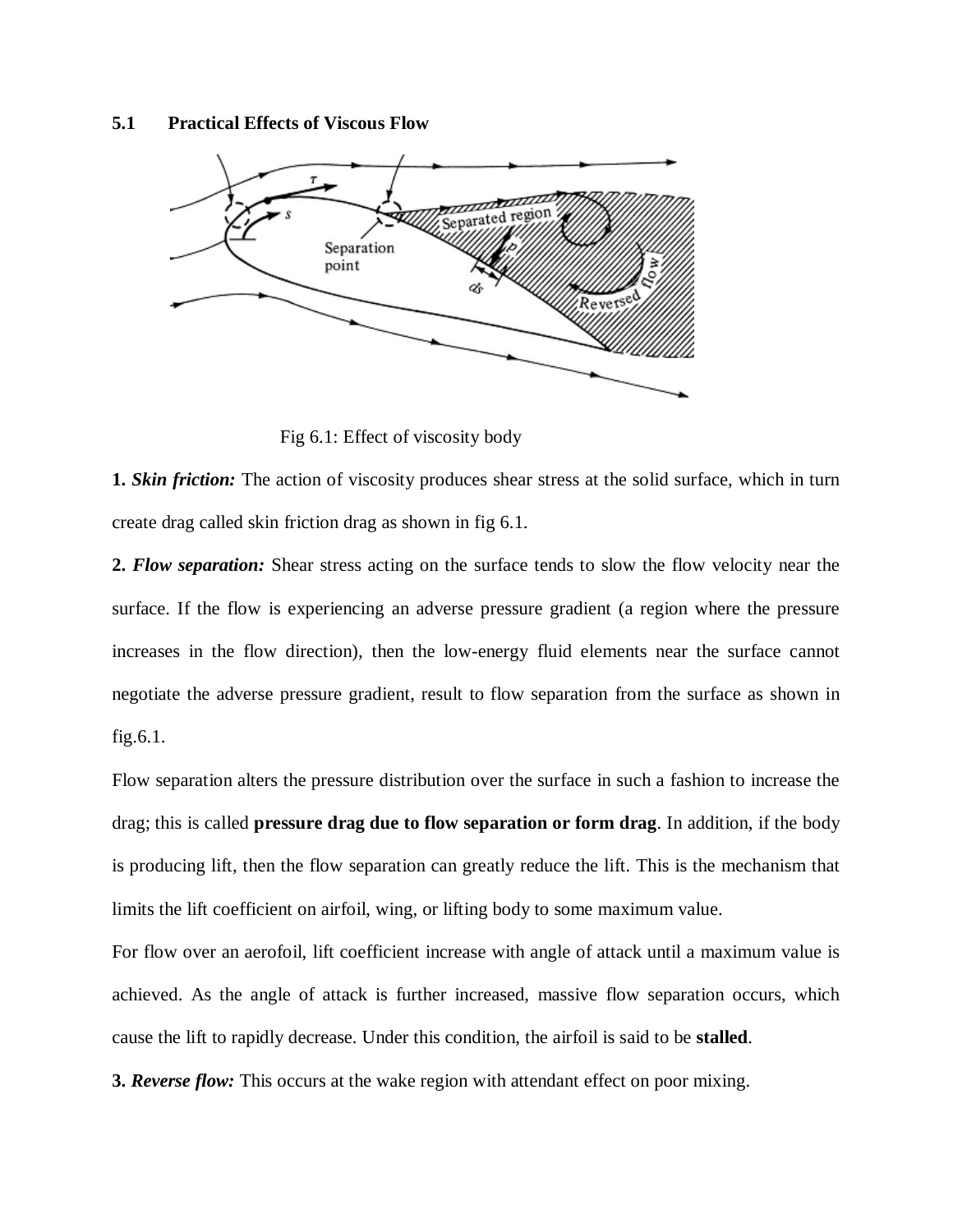## 5.1 Practical Effects of Viscous Flow

Fig 6.1: Effect of viscosity body

**1.** ***Skin friction:*** The action of viscosity produces shear stress at the solid surface, which in turn create drag called skin friction drag as shown in fig 6.1.

**2.** ***Flow separation:*** Shear stress acting on the surface tends to slow the flow velocity near the surface. If the flow is experiencing an adverse pressure gradient (a region where the pressure increases in the flow direction), then the low-energy fluid elements near the surface cannot negotiate the adverse pressure gradient, result to flow separation from the surface as shown in fig.6.1.

Flow separation alters the pressure distribution over the surface in such a fashion to increase the drag; this is called **pressure drag due to flow separation or form drag**. In addition, if the body is producing lift, then the flow separation can greatly reduce the lift. This is the mechanism that limits the lift coefficient on airfoil, wing, or lifting body to some maximum value.

For flow over an aerofoil, lift coefficient increase with angle of attack until a maximum value is achieved. As the angle of attack is further increased, massive flow separation occurs, which cause the lift to rapidly decrease. Under this condition, the airfoil is said to be **stalled**.

**3.** ***Reverse flow:*** This occurs at the wake region with attendant effect on poor mixing.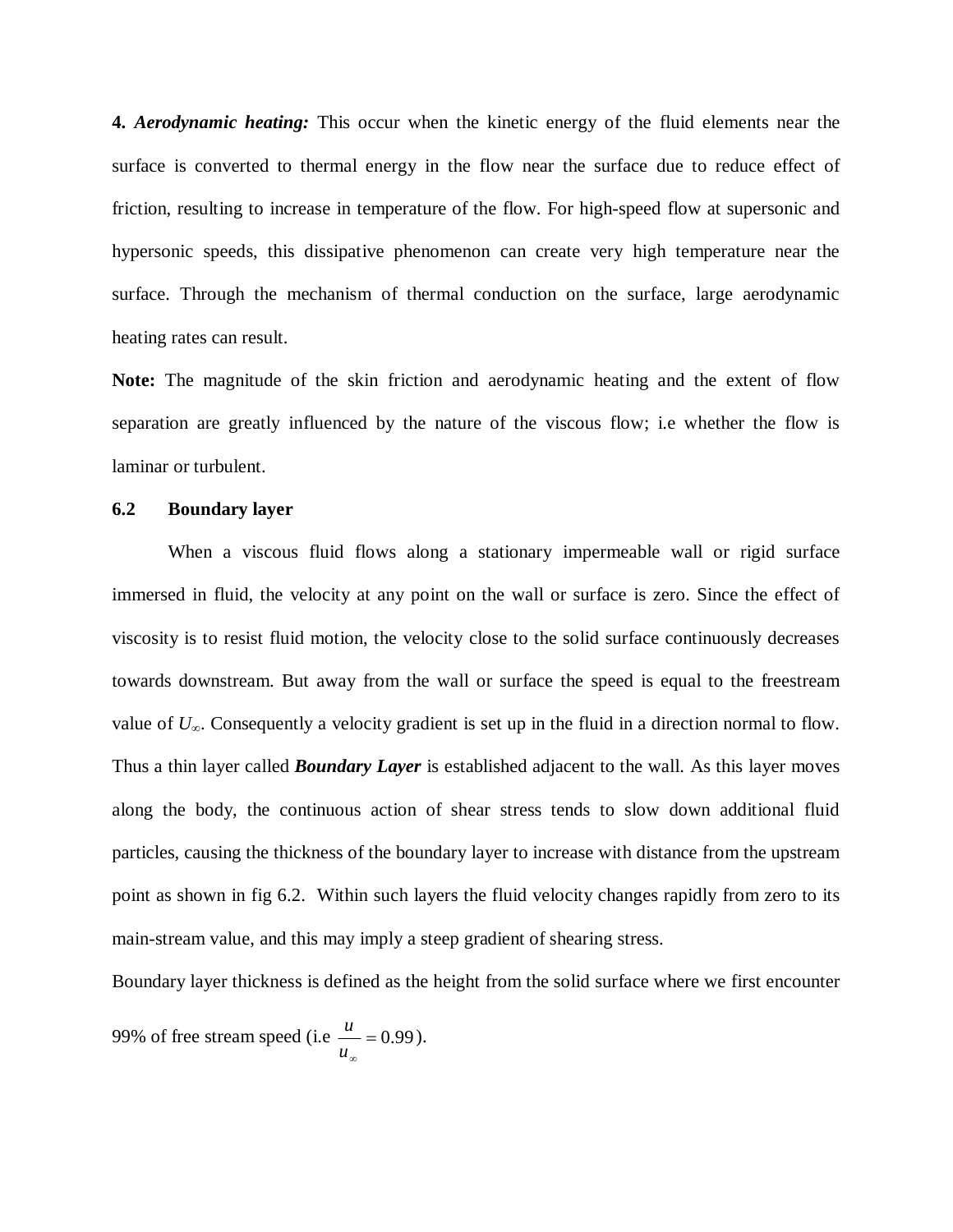**4.** ***Aerodynamic heating:*** This occur when the kinetic energy of the fluid elements near the surface is converted to thermal energy in the flow near the surface due to reduce effect of friction, resulting to increase in temperature of the flow. For high-speed flow at supersonic and hypersonic speeds, this dissipative phenomenon can create very high temperature near the surface. Through the mechanism of thermal conduction on the surface, large aerodynamic heating rates can result.

**Note:** The magnitude of the skin friction and aerodynamic heating and the extent of flow separation are greatly influenced by the nature of the viscous flow; i.e whether the flow is laminar or turbulent.

## 6.2 Boundary layer

When a viscous fluid flows along a stationary impermeable wall or rigid surface immersed in fluid, the velocity at any point on the wall or surface is zero. Since the effect of viscosity is to resist fluid motion, the velocity close to the solid surface continuously decreases towards downstream. But away from the wall or surface the speed is equal to the freestream value of $U_\infty$. Consequently a velocity gradient is set up in the fluid in a direction normal to flow. Thus a thin layer called ***Boundary Layer*** is established adjacent to the wall. As this layer moves along the body, the continuous action of shear stress tends to slow down additional fluid particles, causing the thickness of the boundary layer to increase with distance from the upstream point as shown in fig 6.2. Within such layers the fluid velocity changes rapidly from zero to its main-stream value, and this may imply a steep gradient of shearing stress.

Boundary layer thickness is defined as the height from the solid surface where we first encounter 99% of free stream speed (i.e $\frac{u}{u_\infty} = 0.99$).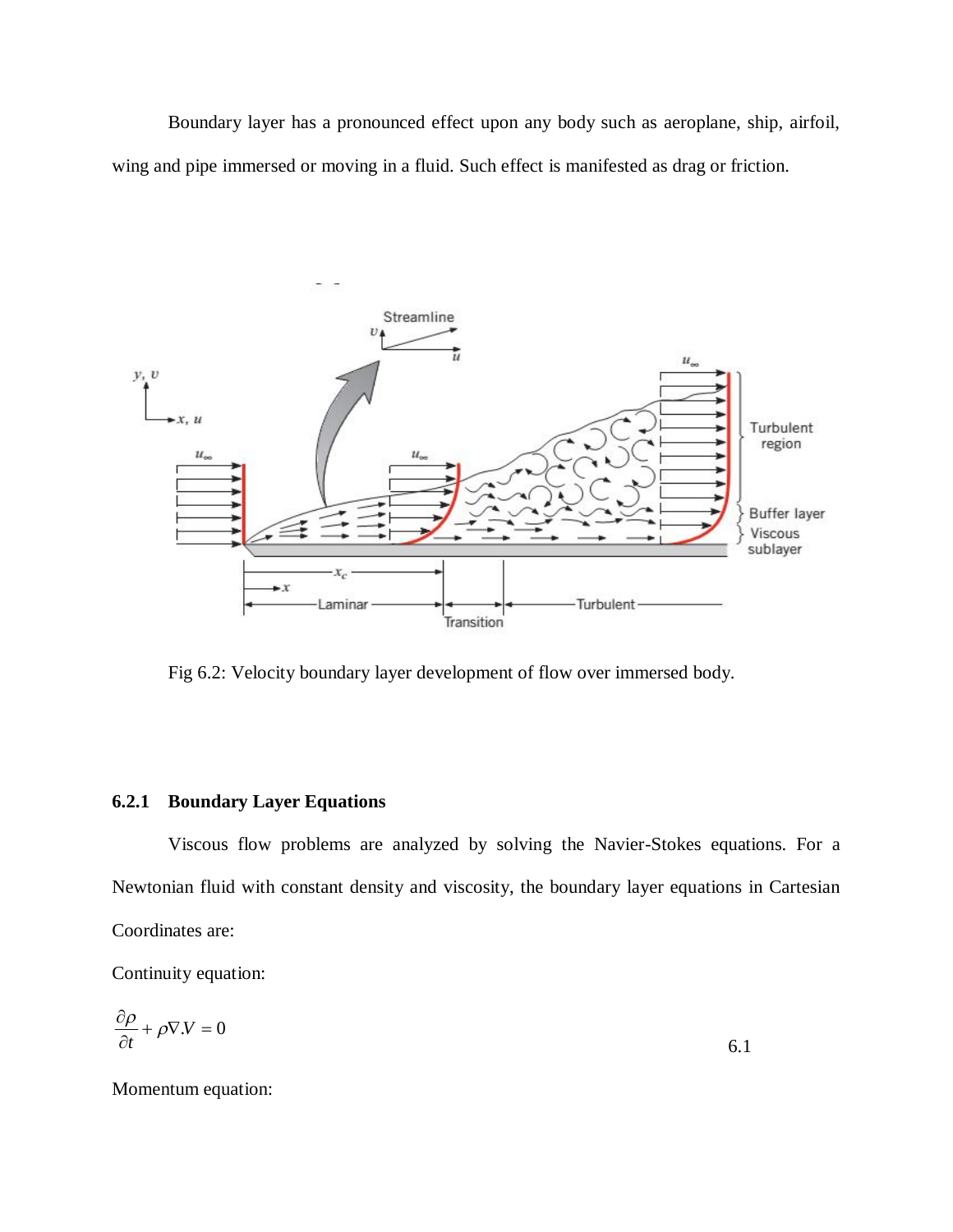Boundary layer has a pronounced effect upon any body such as aeroplane, ship, airfoil, wing and pipe immersed or moving in a fluid. Such effect is manifested as drag or friction.

Fig 6.2: Velocity boundary layer development of flow over immersed body.

### 6.2.1 Boundary Layer Equations

Viscous flow problems are analyzed by solving the Navier-Stokes equations. For a Newtonian fluid with constant density and viscosity, the boundary layer equations in Cartesian Coordinates are:

Continuity equation:

$$\frac{\partial \rho}{\partial t} + \rho \nabla . V = 0 \qquad 6.1$$

Momentum equation: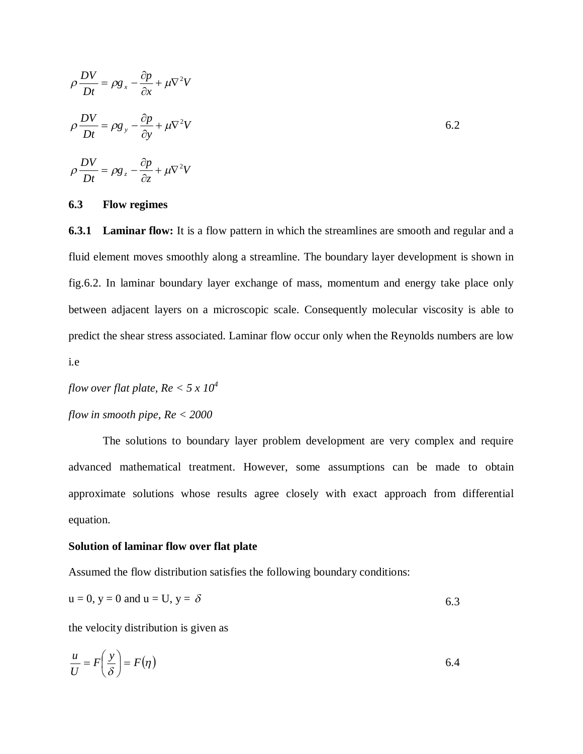$$\rho \frac{DV}{Dt} = \rho g_x - \frac{\partial p}{\partial x} + \mu \nabla^2 V$$

$$\rho \frac{DV}{Dt} = \rho g_y - \frac{\partial p}{\partial y} + \mu \nabla^2 V \qquad 6.2$$

$$\rho \frac{DV}{Dt} = \rho g_z - \frac{\partial p}{\partial z} + \mu \nabla^2 V$$

### 6.3 Flow regimes

**6.3.1 Laminar flow:** It is a flow pattern in which the streamlines are smooth and regular and a fluid element moves smoothly along a streamline. The boundary layer development is shown in fig.6.2. In laminar boundary layer exchange of mass, momentum and energy take place only between adjacent layers on a microscopic scale. Consequently molecular viscosity is able to predict the shear stress associated. Laminar flow occur only when the Reynolds numbers are low i.e

*flow over flat plate, $Re < 5 \times 10^4$*

*flow in smooth pipe, $Re < 2000$*

The solutions to boundary layer problem development are very complex and require advanced mathematical treatment. However, some assumptions can be made to obtain approximate solutions whose results agree closely with exact approach from differential equation.

**Solution of laminar flow over flat plate**

Assumed the flow distribution satisfies the following boundary conditions:

$$u = 0,\ y = 0 \text{ and } u = U,\ y = \delta \qquad 6.3$$

the velocity distribution is given as

$$\frac{u}{U} = F\left(\frac{y}{\delta}\right) = F(\eta) \qquad 6.4$$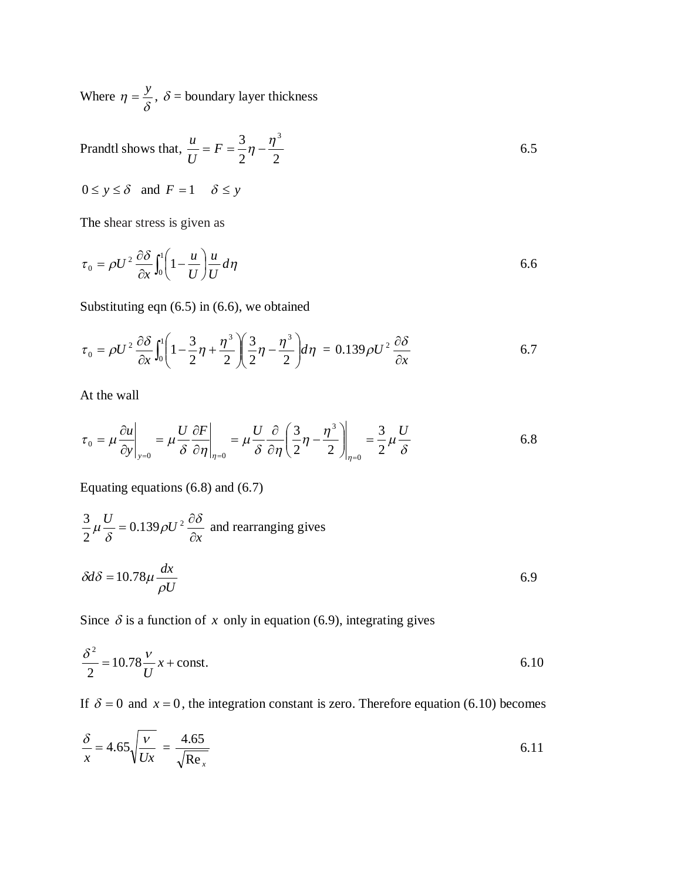Where $\eta = \dfrac{y}{\delta}$, $\delta$ = boundary layer thickness

Prandtl shows that, $\dfrac{u}{U} = F = \dfrac{3}{2}\eta - \dfrac{\eta^3}{2}$ $\qquad$ 6.5

$0 \le y \le \delta$ and $F = 1 \quad \delta \le y$

The shear stress is given as

$$\tau_0 = \rho U^2 \frac{\partial \delta}{\partial x} \int_0^1 \left(1 - \frac{u}{U}\right) \frac{u}{U} d\eta \qquad 6.6$$

Substituting eqn (6.5) in (6.6), we obtained

$$\tau_0 = \rho U^2 \frac{\partial \delta}{\partial x} \int_0^1 \left(1 - \frac{3}{2}\eta + \frac{\eta^3}{2}\right)\left(\frac{3}{2}\eta - \frac{\eta^3}{2}\right) d\eta \; = \; 0.139 \rho U^2 \frac{\partial \delta}{\partial x} \qquad 6.7$$

At the wall

$$\tau_0 = \mu \left.\frac{\partial u}{\partial y}\right|_{y=0} = \mu \frac{U}{\delta} \left.\frac{\partial F}{\partial \eta}\right|_{\eta=0} = \mu \frac{U}{\delta} \frac{\partial}{\partial \eta} \left.\left(\frac{3}{2}\eta - \frac{\eta^3}{2}\right)\right|_{\eta=0} = \frac{3}{2} \mu \frac{U}{\delta} \qquad 6.8$$

Equating equations (6.8) and (6.7)

$\dfrac{3}{2}\mu \dfrac{U}{\delta} = 0.139 \rho U^2 \dfrac{\partial \delta}{\partial x}$ and rearranging gives

$$\delta d\delta = 10.78 \mu \frac{dx}{\rho U} \qquad 6.9$$

Since $\delta$ is a function of $x$ only in equation (6.9), integrating gives

$$\frac{\delta^2}{2} = 10.78 \frac{\nu}{U} x + \text{const.} \qquad 6.10$$

If $\delta = 0$ and $x = 0$, the integration constant is zero. Therefore equation (6.10) becomes

$$\frac{\delta}{x} = 4.65 \sqrt{\frac{\nu}{Ux}} \; = \; \frac{4.65}{\sqrt{\text{Re}_x}} \qquad 6.11$$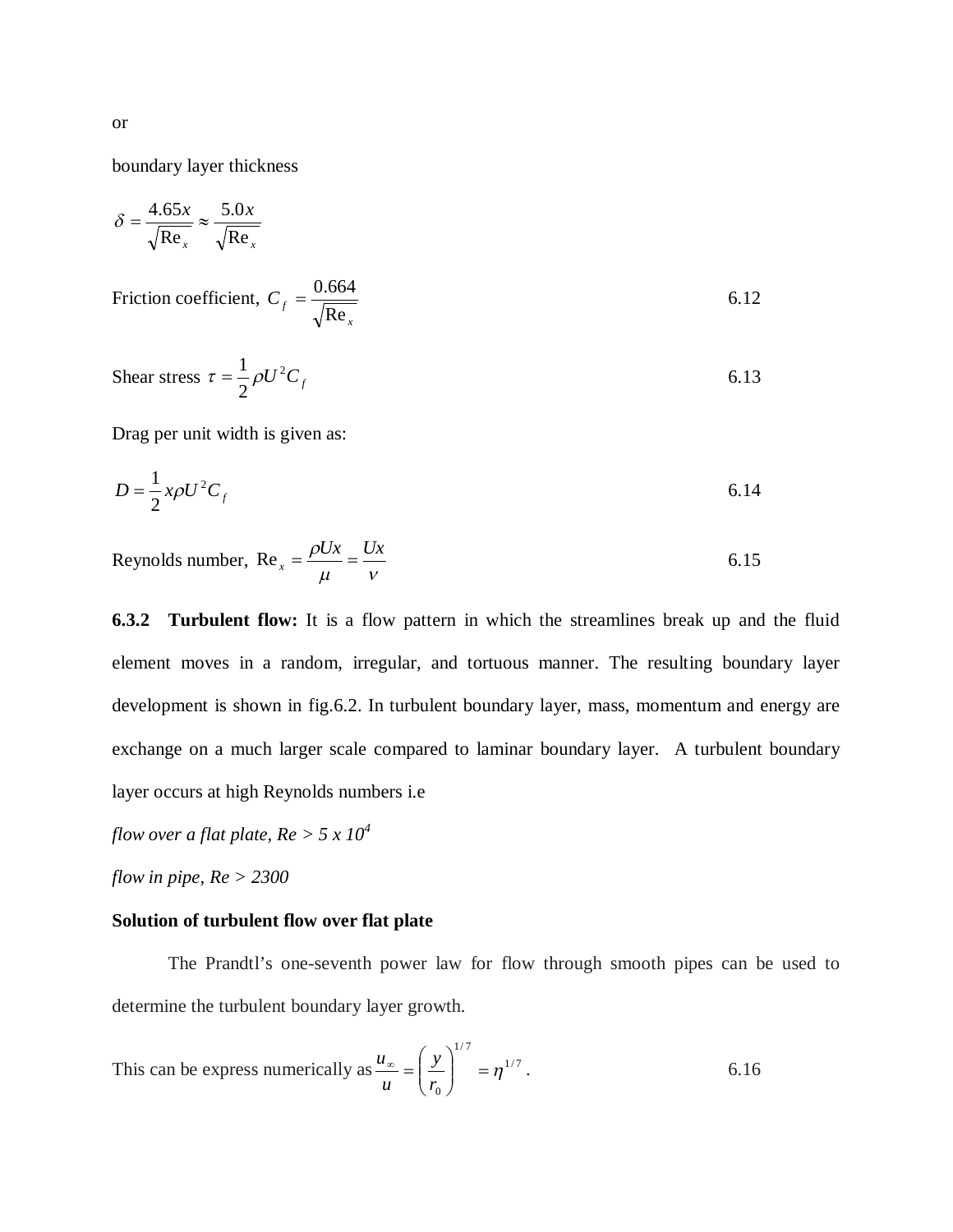or

boundary layer thickness

$$\delta = \frac{4.65x}{\sqrt{\text{Re}_x}} \approx \frac{5.0x}{\sqrt{\text{Re}_x}}$$

Friction coefficient, $C_f = \dfrac{0.664}{\sqrt{\text{Re}_x}}$ 6.12

Shear stress $\tau = \dfrac{1}{2}\rho U^2 C_f$ 6.13

Drag per unit width is given as:

$$D = \frac{1}{2}x\rho U^2 C_f \qquad 6.14$$

Reynolds number, $\text{Re}_x = \dfrac{\rho Ux}{\mu} = \dfrac{Ux}{\nu}$ 6.15

**6.3.2 Turbulent flow:** It is a flow pattern in which the streamlines break up and the fluid element moves in a random, irregular, and tortuous manner. The resulting boundary layer development is shown in fig.6.2. In turbulent boundary layer, mass, momentum and energy are exchange on a much larger scale compared to laminar boundary layer. A turbulent boundary layer occurs at high Reynolds numbers i.e

*flow over a flat plate, Re > 5 x 10*$^4$

*flow in pipe, Re > 2300*

**Solution of turbulent flow over flat plate**

The Prandtl's one-seventh power law for flow through smooth pipes can be used to determine the turbulent boundary layer growth.

This can be express numerically as $\dfrac{u_\infty}{u} = \left(\dfrac{y}{r_0}\right)^{1/7} = \eta^{1/7}$. 6.16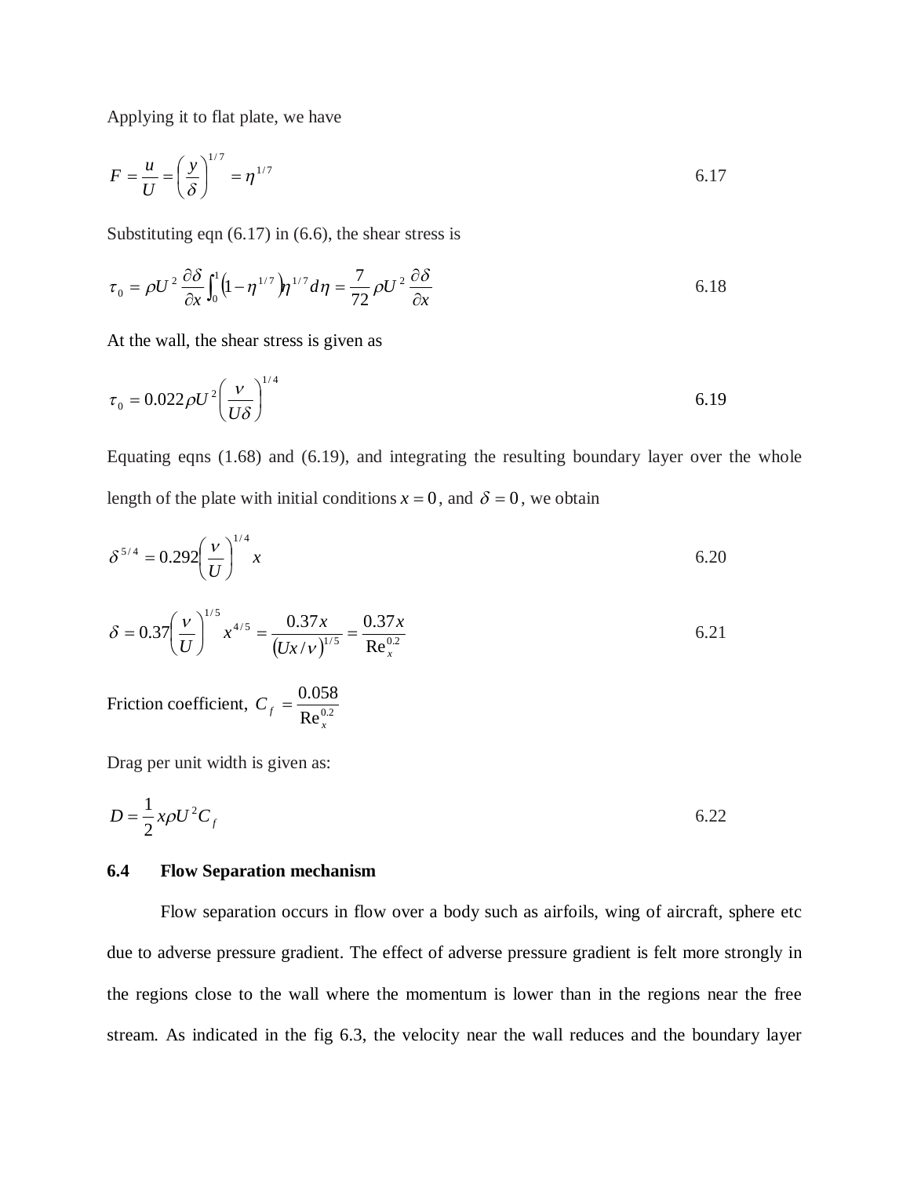Applying it to flat plate, we have

$$F = \frac{u}{U} = \left(\frac{y}{\delta}\right)^{1/7} = \eta^{1/7} \qquad 6.17$$

Substituting eqn (6.17) in (6.6), the shear stress is

$$\tau_0 = \rho U^2 \frac{\partial \delta}{\partial x} \int_0^1 \left(1 - \eta^{1/7}\right) \eta^{1/7} d\eta = \frac{7}{72} \rho U^2 \frac{\partial \delta}{\partial x} \qquad 6.18$$

At the wall, the shear stress is given as

$$\tau_0 = 0.022 \rho U^2 \left(\frac{\nu}{U\delta}\right)^{1/4} \qquad 6.19$$

Equating eqns (1.68) and (6.19), and integrating the resulting boundary layer over the whole length of the plate with initial conditions $x = 0$, and $\delta = 0$, we obtain

$$\delta^{5/4} = 0.292 \left(\frac{\nu}{U}\right)^{1/4} x \qquad 6.20$$

$$\delta = 0.37 \left(\frac{\nu}{U}\right)^{1/5} x^{4/5} = \frac{0.37x}{\left(Ux/\nu\right)^{1/5}} = \frac{0.37x}{\text{Re}_x^{0.2}} \qquad 6.21$$

Friction coefficient, $C_f = \dfrac{0.058}{\text{Re}_x^{0.2}}$

Drag per unit width is given as:

$$D = \frac{1}{2} x \rho U^2 C_f \qquad 6.22$$

### 6.4 Flow Separation mechanism

Flow separation occurs in flow over a body such as airfoils, wing of aircraft, sphere etc due to adverse pressure gradient. The effect of adverse pressure gradient is felt more strongly in the regions close to the wall where the momentum is lower than in the regions near the free stream. As indicated in the fig 6.3, the velocity near the wall reduces and the boundary layer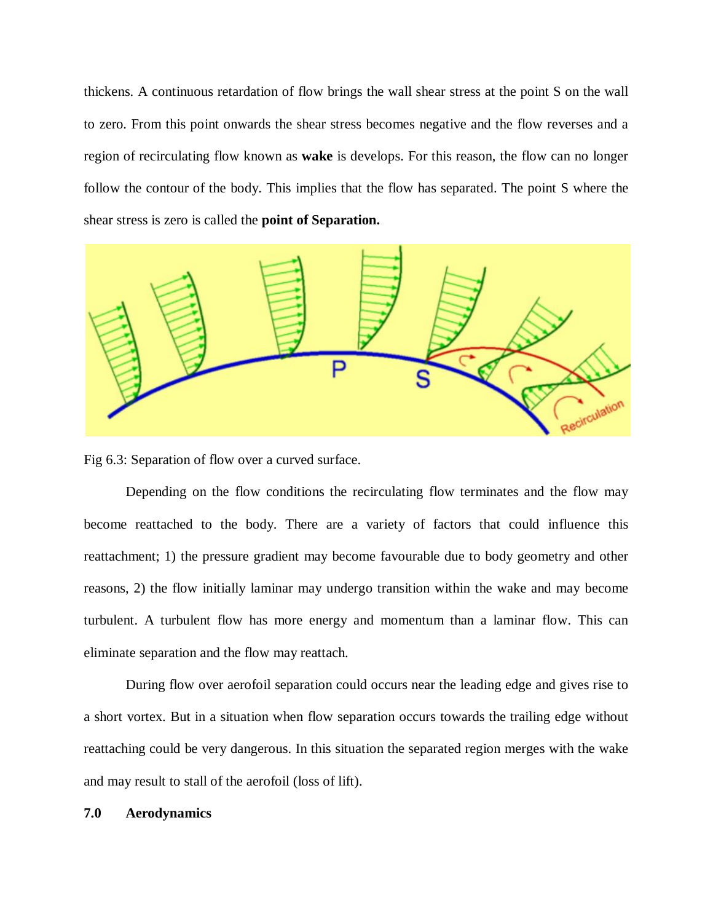thickens. A continuous retardation of flow brings the wall shear stress at the point S on the wall to zero. From this point onwards the shear stress becomes negative and the flow reverses and a region of recirculating flow known as **wake** is develops. For this reason, the flow can no longer follow the contour of the body. This implies that the flow has separated. The point S where the shear stress is zero is called the **point of Separation.**

Fig 6.3: Separation of flow over a curved surface.

Depending on the flow conditions the recirculating flow terminates and the flow may become reattached to the body. There are a variety of factors that could influence this reattachment; 1) the pressure gradient may become favourable due to body geometry and other reasons, 2) the flow initially laminar may undergo transition within the wake and may become turbulent. A turbulent flow has more energy and momentum than a laminar flow. This can eliminate separation and the flow may reattach.

During flow over aerofoil separation could occurs near the leading edge and gives rise to a short vortex. But in a situation when flow separation occurs towards the trailing edge without reattaching could be very dangerous. In this situation the separated region merges with the wake and may result to stall of the aerofoil (loss of lift).

## 7.0 Aerodynamics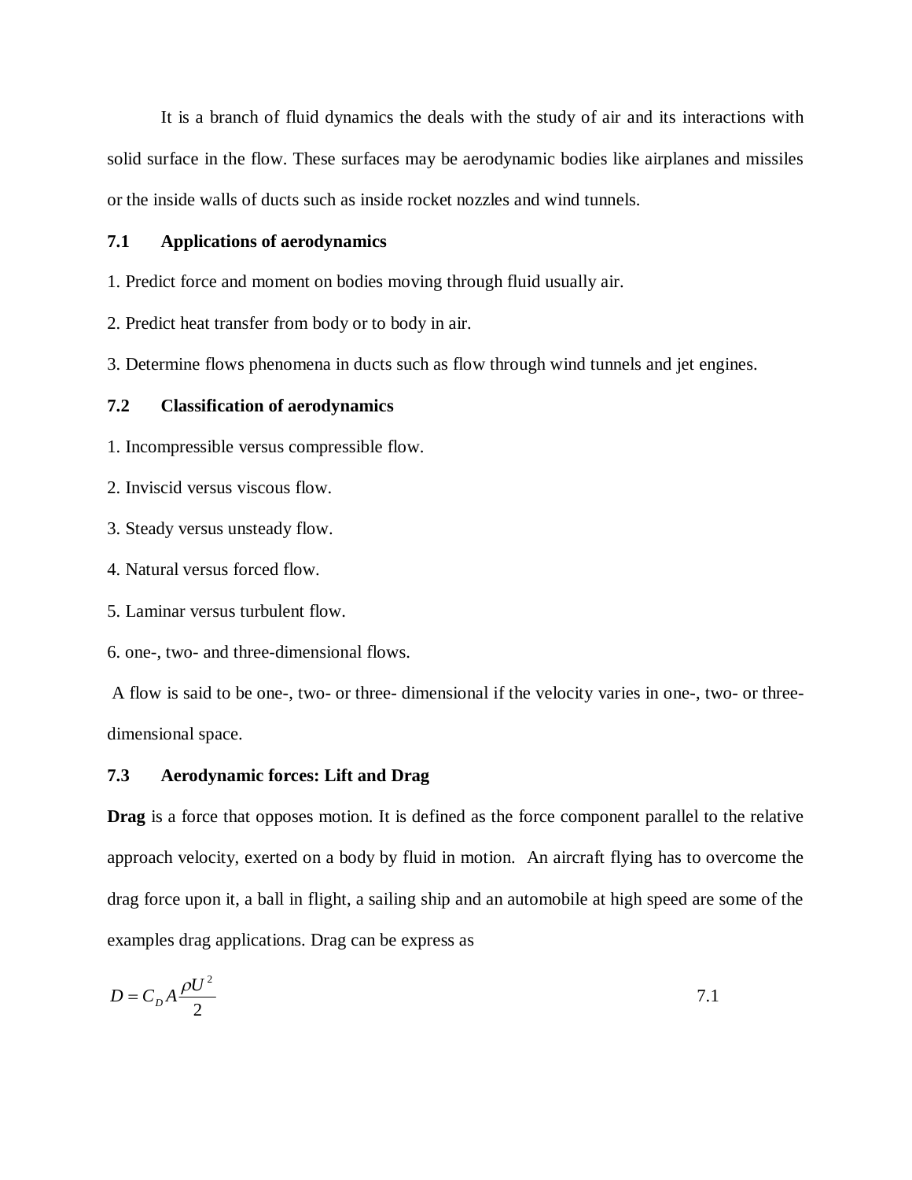It is a branch of fluid dynamics the deals with the study of air and its interactions with solid surface in the flow. These surfaces may be aerodynamic bodies like airplanes and missiles or the inside walls of ducts such as inside rocket nozzles and wind tunnels.

## 7.1 Applications of aerodynamics

1. Predict force and moment on bodies moving through fluid usually air.
2. Predict heat transfer from body or to body in air.
3. Determine flows phenomena in ducts such as flow through wind tunnels and jet engines.

## 7.2 Classification of aerodynamics

1. Incompressible versus compressible flow.
2. Inviscid versus viscous flow.
3. Steady versus unsteady flow.
4. Natural versus forced flow.
5. Laminar versus turbulent flow.
6. one-, two- and three-dimensional flows.

A flow is said to be one-, two- or three- dimensional if the velocity varies in one-, two- or three-dimensional space.

## 7.3 Aerodynamic forces: Lift and Drag

**Drag** is a force that opposes motion. It is defined as the force component parallel to the relative approach velocity, exerted on a body by fluid in motion. An aircraft flying has to overcome the drag force upon it, a ball in flight, a sailing ship and an automobile at high speed are some of the examples drag applications. Drag can be express as

$$D = C_D A \frac{\rho U^2}{2} \qquad 7.1$$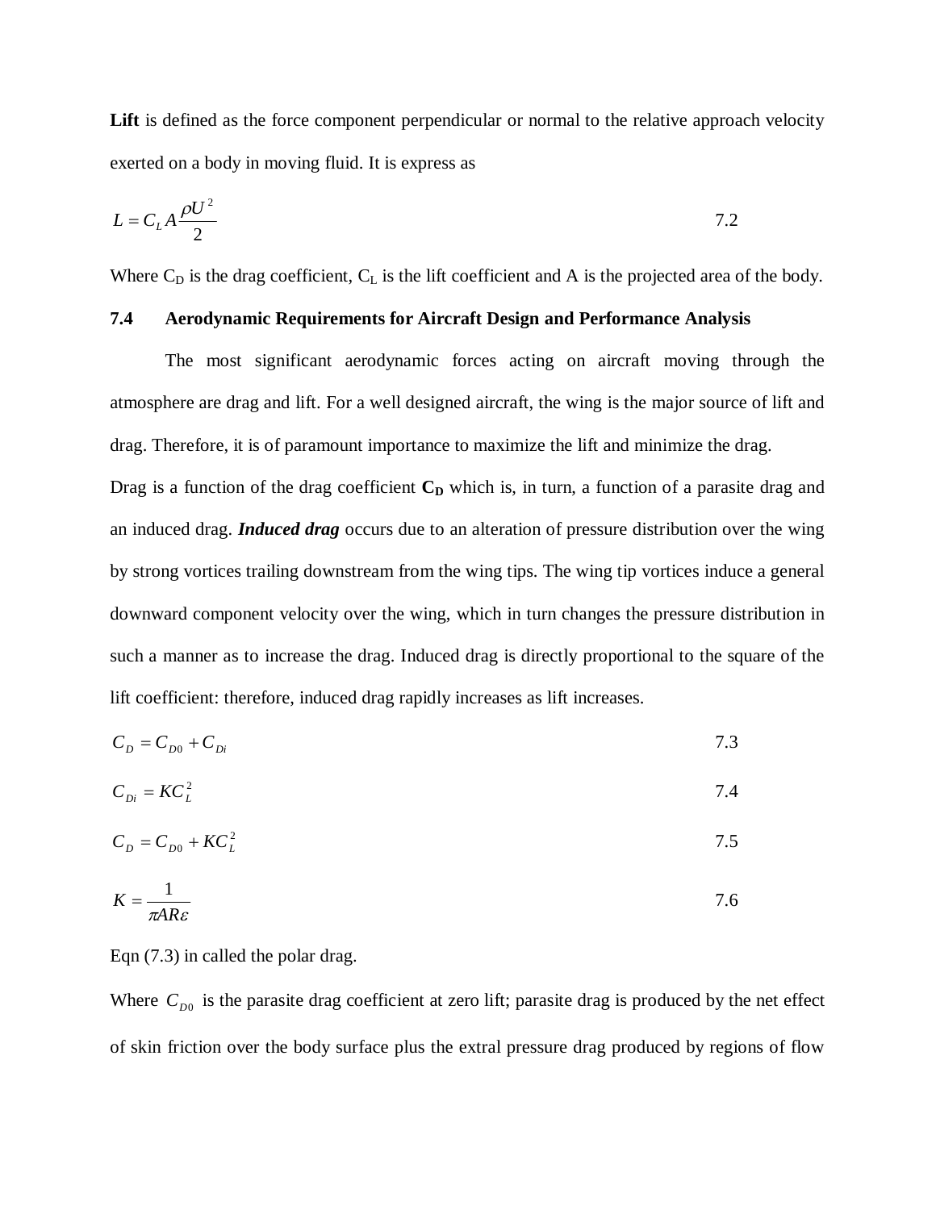**Lift** is defined as the force component perpendicular or normal to the relative approach velocity exerted on a body in moving fluid. It is express as

$$L = C_L A \frac{\rho U^2}{2} \qquad 7.2$$

Where $C_D$ is the drag coefficient, $C_L$ is the lift coefficient and A is the projected area of the body.

### 7.4 Aerodynamic Requirements for Aircraft Design and Performance Analysis

The most significant aerodynamic forces acting on aircraft moving through the atmosphere are drag and lift. For a well designed aircraft, the wing is the major source of lift and drag. Therefore, it is of paramount importance to maximize the lift and minimize the drag.

Drag is a function of the drag coefficient $\mathbf{C_D}$ which is, in turn, a function of a parasite drag and an induced drag. ***Induced drag*** occurs due to an alteration of pressure distribution over the wing by strong vortices trailing downstream from the wing tips. The wing tip vortices induce a general downward component velocity over the wing, which in turn changes the pressure distribution in such a manner as to increase the drag. Induced drag is directly proportional to the square of the lift coefficient: therefore, induced drag rapidly increases as lift increases.

$$C_D = C_{D0} + C_{Di} \qquad 7.3$$

$$C_{Di} = KC_L^2 \qquad 7.4$$

$$C_D = C_{D0} + KC_L^2 \qquad 7.5$$

$$K = \frac{1}{\pi AR\varepsilon} \qquad 7.6$$

Eqn (7.3) in called the polar drag.

Where $C_{D0}$ is the parasite drag coefficient at zero lift; parasite drag is produced by the net effect of skin friction over the body surface plus the extral pressure drag produced by regions of flow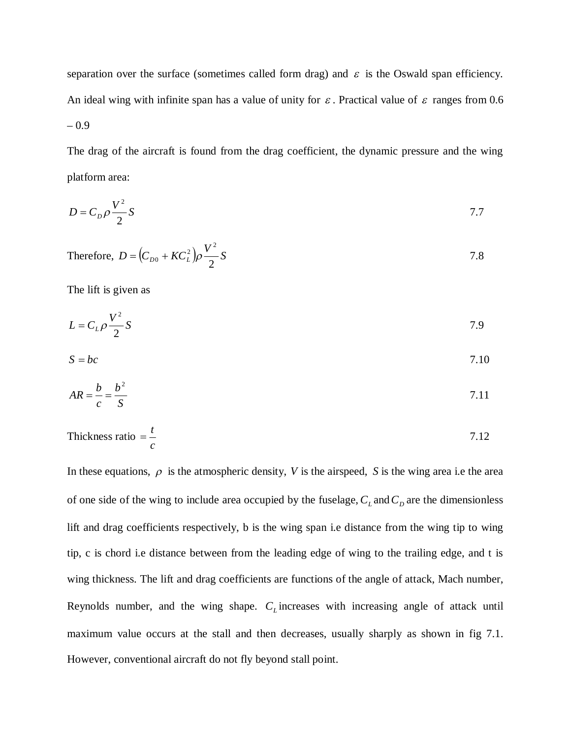separation over the surface (sometimes called form drag) and $\varepsilon$ is the Oswald span efficiency. An ideal wing with infinite span has a value of unity for $\varepsilon$. Practical value of $\varepsilon$ ranges from 0.6 – 0.9

The drag of the aircraft is found from the drag coefficient, the dynamic pressure and the wing platform area:

$$D = C_D \rho \frac{V^2}{2} S \tag{7.7}$$

Therefore, $D = \left(C_{D0} + KC_L^2\right)\rho \frac{V^2}{2} S$ 7.8

The lift is given as

$$L = C_L \rho \frac{V^2}{2} S \tag{7.9}$$

$$S = bc \tag{7.10}$$

$$AR = \frac{b}{c} = \frac{b^2}{S} \tag{7.11}$$

Thickness ratio $= \frac{t}{c}$ 7.12

In these equations, $\rho$ is the atmospheric density, $V$ is the airspeed, $S$ is the wing area i.e the area of one side of the wing to include area occupied by the fuselage, $C_L$ and $C_D$ are the dimensionless lift and drag coefficients respectively, b is the wing span i.e distance from the wing tip to wing tip, c is chord i.e distance between from the leading edge of wing to the trailing edge, and t is wing thickness. The lift and drag coefficients are functions of the angle of attack, Mach number, Reynolds number, and the wing shape. $C_L$ increases with increasing angle of attack until maximum value occurs at the stall and then decreases, usually sharply as shown in fig 7.1. However, conventional aircraft do not fly beyond stall point.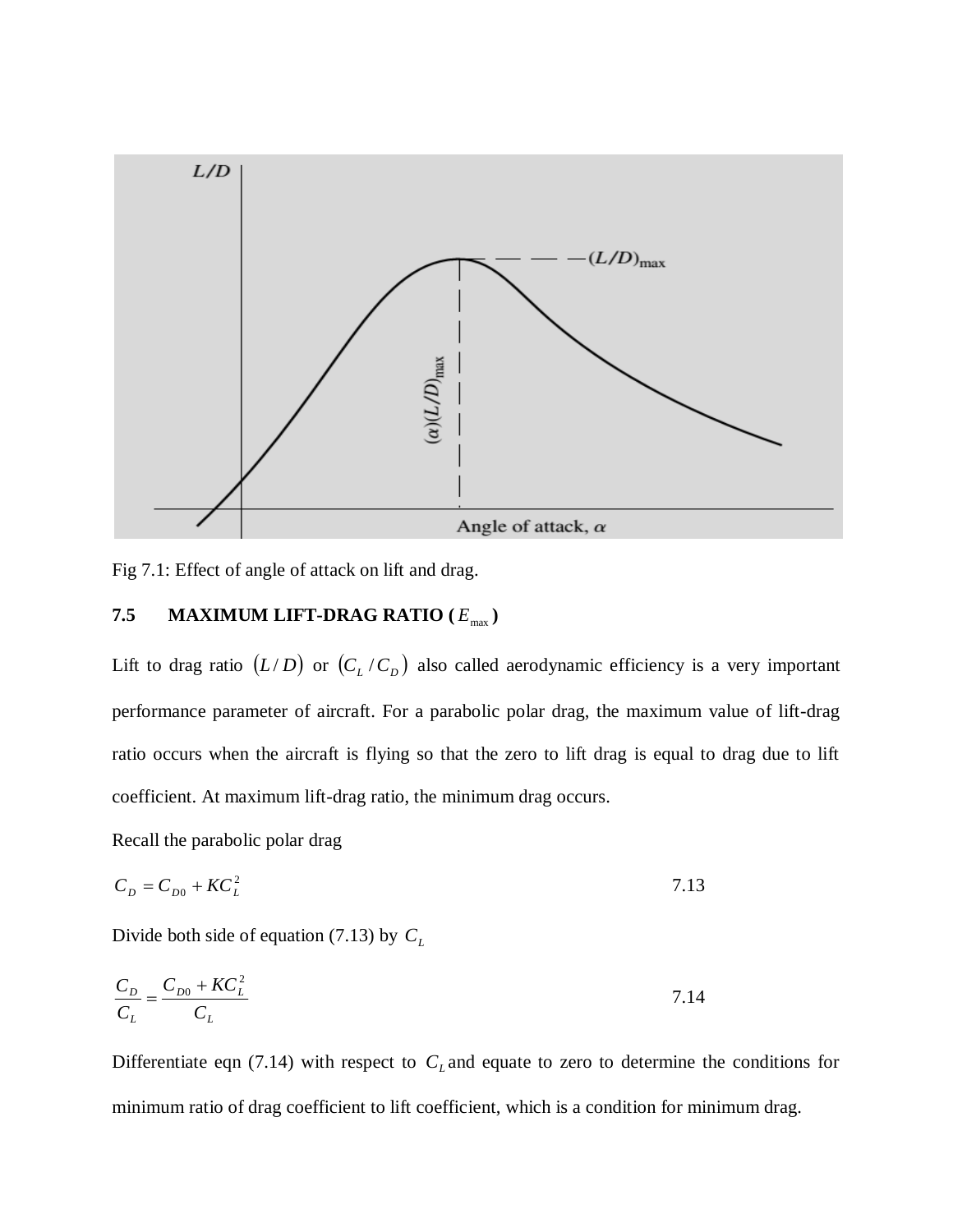Fig 7.1: Effect of angle of attack on lift and drag.

## 7.5 MAXIMUM LIFT-DRAG RATIO ( $E_{max}$ )

Lift to drag ratio $(L/D)$ or $(C_L/C_D)$ also called aerodynamic efficiency is a very important performance parameter of aircraft. For a parabolic polar drag, the maximum value of lift-drag ratio occurs when the aircraft is flying so that the zero to lift drag is equal to drag due to lift coefficient. At maximum lift-drag ratio, the minimum drag occurs.

Recall the parabolic polar drag

$$C_D = C_{D0} + KC_L^2 \tag{7.13}$$

Divide both side of equation (7.13) by $C_L$

$$\frac{C_D}{C_L} = \frac{C_{D0} + KC_L^2}{C_L} \tag{7.14}$$

Differentiate eqn (7.14) with respect to $C_L$ and equate to zero to determine the conditions for minimum ratio of drag coefficient to lift coefficient, which is a condition for minimum drag.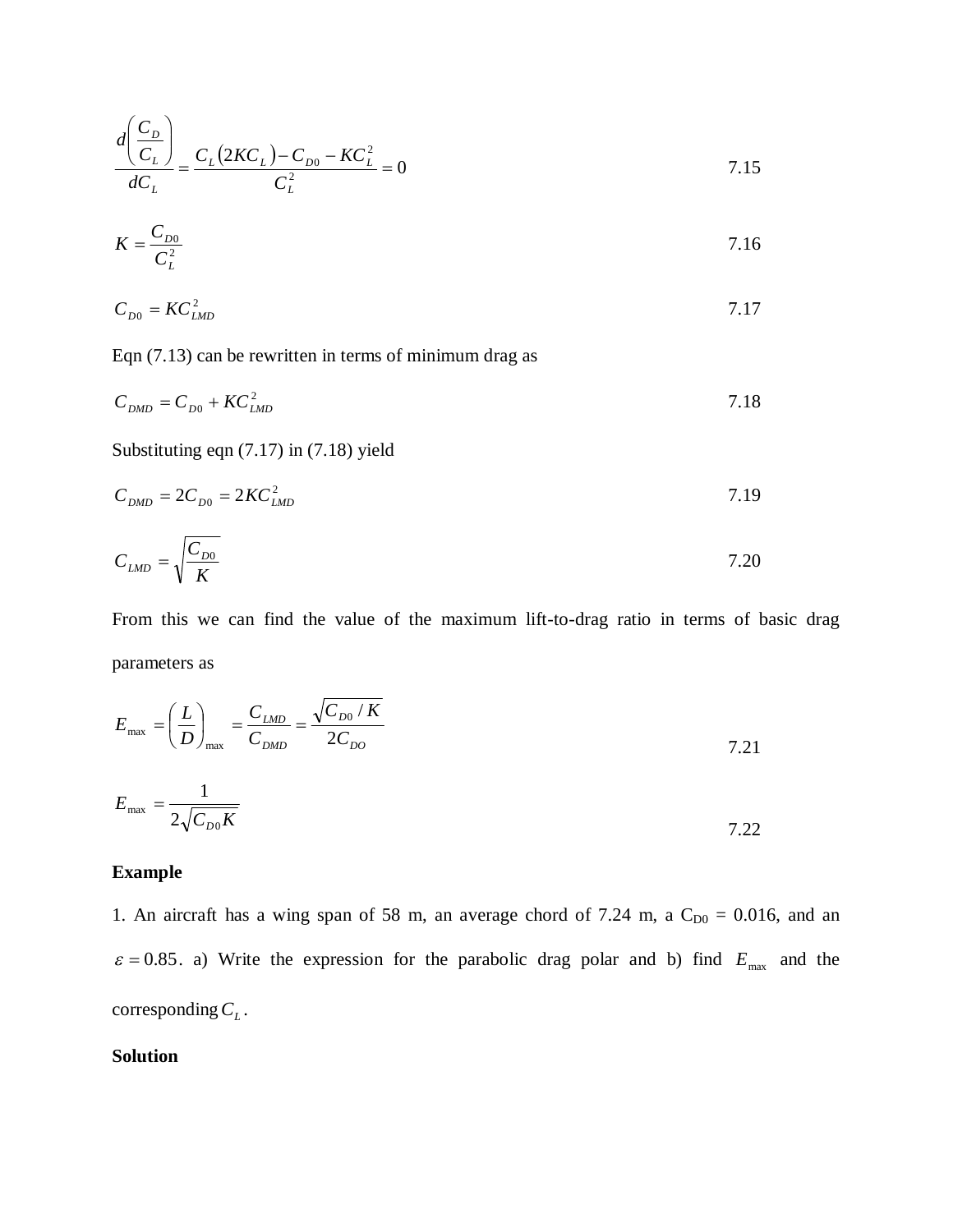$$\frac{d\left(\frac{C_D}{C_L}\right)}{dC_L} = \frac{C_L(2KC_L) - C_{D0} - KC_L^2}{C_L^2} = 0 \tag{7.15}$$

$$K = \frac{C_{D0}}{C_L^2} \tag{7.16}$$

$$C_{D0} = KC_{LMD}^2 \tag{7.17}$$

Eqn (7.13) can be rewritten in terms of minimum drag as

$$C_{DMD} = C_{D0} + KC_{LMD}^2 \tag{7.18}$$

Substituting eqn (7.17) in (7.18) yield

$$C_{DMD} = 2C_{D0} = 2KC_{LMD}^2 \tag{7.19}$$

$$C_{LMD} = \sqrt{\frac{C_{D0}}{K}} \tag{7.20}$$

From this we can find the value of the maximum lift-to-drag ratio in terms of basic drag parameters as

$$E_{\max} = \left(\frac{L}{D}\right)_{\max} = \frac{C_{LMD}}{C_{DMD}} = \frac{\sqrt{C_{D0}/K}}{2C_{DO}} \tag{7.21}$$

$$E_{\max} = \frac{1}{2\sqrt{C_{D0}K}} \tag{7.22}$$

**Example**

1. An aircraft has a wing span of 58 m, an average chord of 7.24 m, a $C_{D0}$ = 0.016, and an $\varepsilon = 0.85$. a) Write the expression for the parabolic drag polar and b) find $E_{\max}$ and the corresponding $C_L$.

**Solution**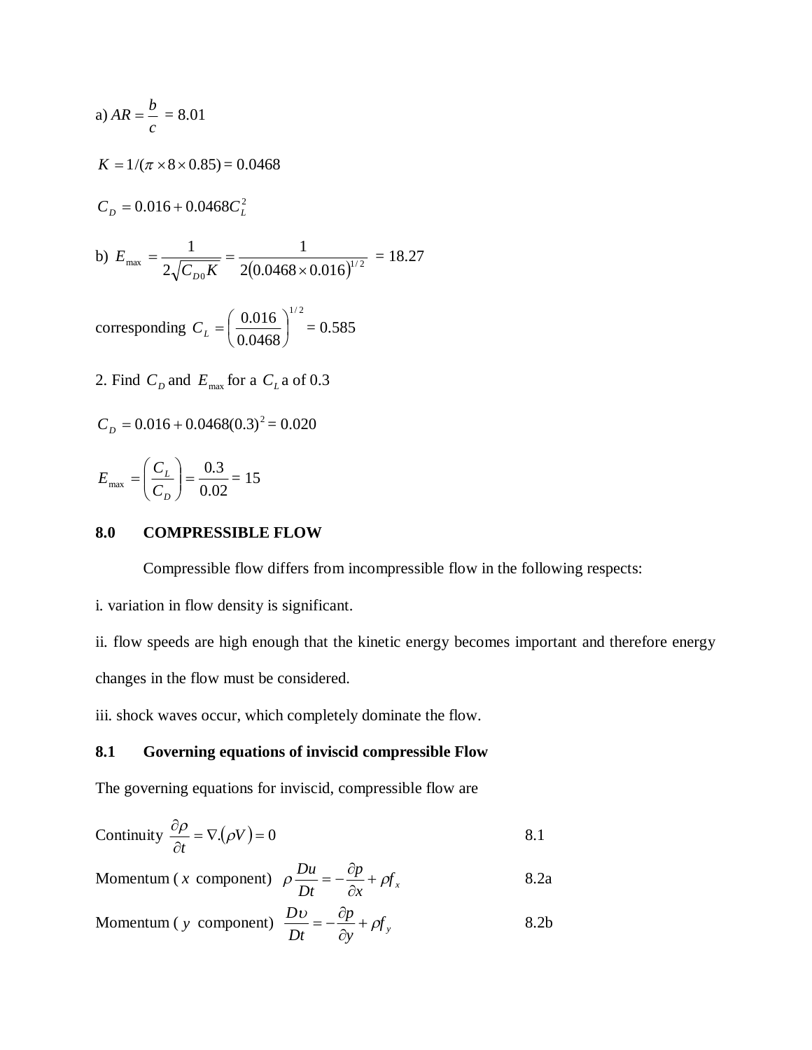a) $AR = \dfrac{b}{c}$ = 8.01

$K = 1/(\pi \times 8 \times 0.85) = 0.0468$

$C_D = 0.016 + 0.0468 C_L^2$

b) $E_{\max} = \dfrac{1}{2\sqrt{C_{D0}K}} = \dfrac{1}{2(0.0468 \times 0.016)^{1/2}}$ = 18.27

corresponding $C_L = \left(\dfrac{0.016}{0.0468}\right)^{1/2}$ = 0.585

2. Find $C_D$ and $E_{\max}$ for a $C_L$ a of 0.3

$C_D = 0.016 + 0.0468(0.3)^2$ = 0.020

$E_{\max} = \left(\dfrac{C_L}{C_D}\right) = \dfrac{0.3}{0.02}$ = 15

## 8.0 COMPRESSIBLE FLOW

Compressible flow differs from incompressible flow in the following respects:

i. variation in flow density is significant.

ii. flow speeds are high enough that the kinetic energy becomes important and therefore energy changes in the flow must be considered.

iii. shock waves occur, which completely dominate the flow.

### 8.1 Governing equations of inviscid compressible Flow

The governing equations for inviscid, compressible flow are

Continuity $\dfrac{\partial \rho}{\partial t} = \nabla.(\rho V) = 0$ 8.1

Momentum ( $x$ component) $\rho \dfrac{Du}{Dt} = -\dfrac{\partial p}{\partial x} + \rho f_x$ 8.2a

Momentum ( $y$ component) $\dfrac{D\upsilon}{Dt} = -\dfrac{\partial p}{\partial y} + \rho f_y$ 8.2b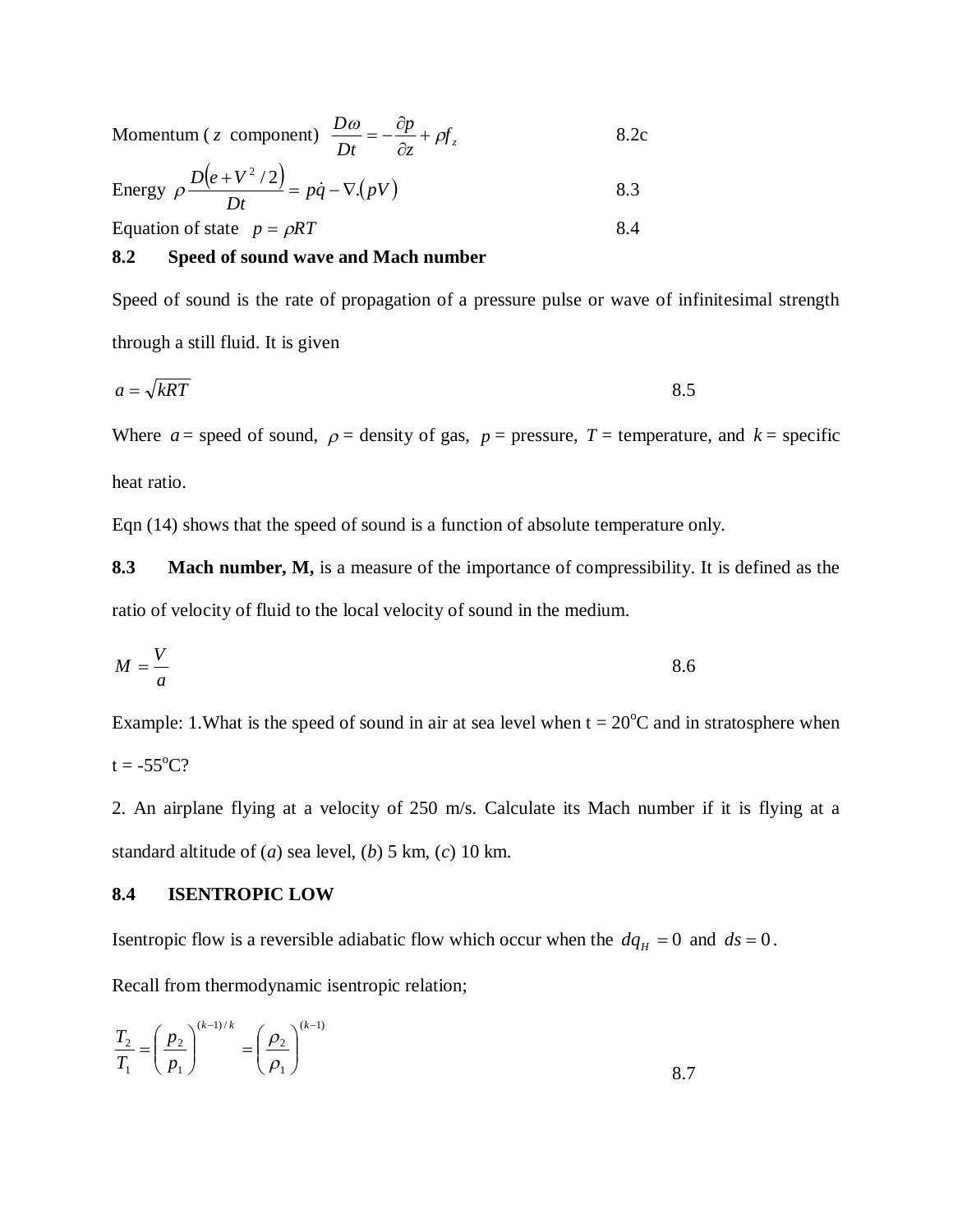Momentum ( $z$ component) $\frac{D\omega}{Dt} = -\frac{\partial p}{\partial z} + \rho f_z$ 8.2c

Energy $\rho \frac{D\left(e + V^2/2\right)}{Dt} = p\dot{q} - \nabla.\left(pV\right)$ 8.3

Equation of state $p = \rho RT$ 8.4

## 8.2 Speed of sound wave and Mach number

Speed of sound is the rate of propagation of a pressure pulse or wave of infinitesimal strength through a still fluid. It is given

$$a = \sqrt{kRT} \qquad 8.5$$

Where $a$ = speed of sound, $\rho$ = density of gas, $p$ = pressure, $T$ = temperature, and $k$ = specific heat ratio.

Eqn (14) shows that the speed of sound is a function of absolute temperature only.

**8.3 Mach number, M,** is a measure of the importance of compressibility. It is defined as the ratio of velocity of fluid to the local velocity of sound in the medium.

$$M = \frac{V}{a} \qquad 8.6$$

Example: 1.What is the speed of sound in air at sea level when t = 20$^o$C and in stratosphere when t = -55$^o$C?

2. An airplane flying at a velocity of 250 m/s. Calculate its Mach number if it is flying at a standard altitude of (*a*) sea level, (*b*) 5 km, (*c*) 10 km.

## 8.4 ISENTROPIC LOW

Isentropic flow is a reversible adiabatic flow which occur when the $dq_H = 0$ and $ds = 0$.

Recall from thermodynamic isentropic relation;

$$\frac{T_2}{T_1} = \left(\frac{p_2}{p_1}\right)^{(k-1)/k} = \left(\frac{\rho_2}{\rho_1}\right)^{(k-1)} \qquad 8.7$$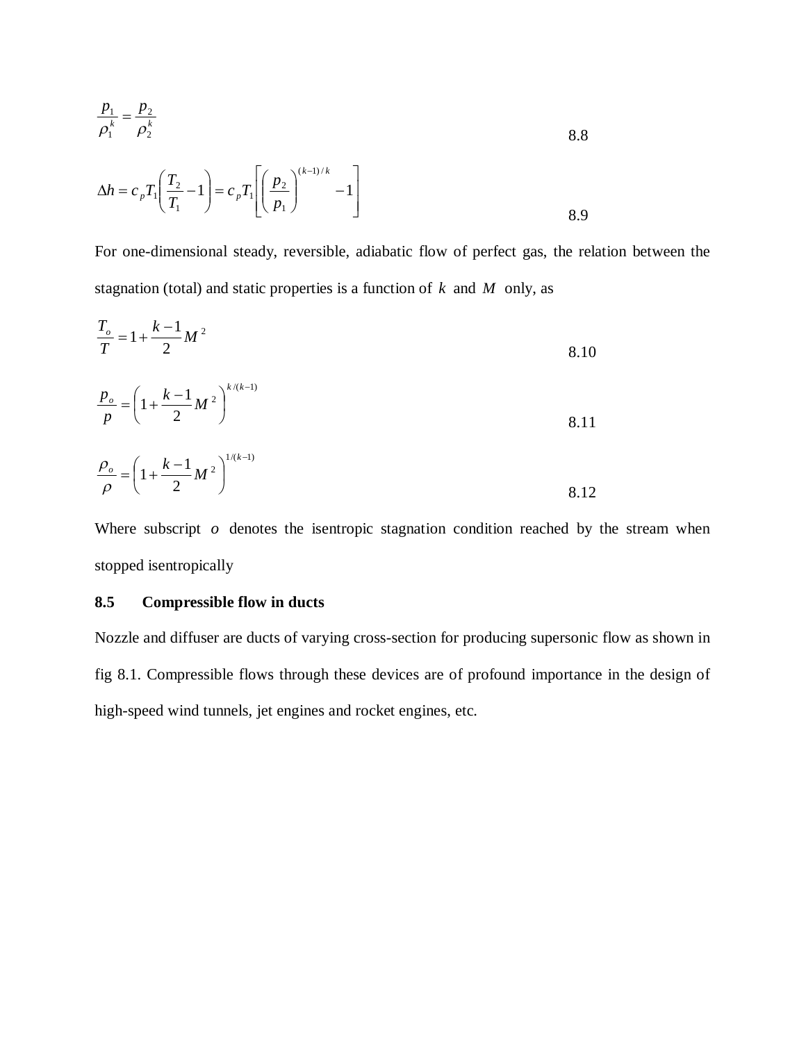$$\frac{p_1}{\rho_1^k} = \frac{p_2}{\rho_2^k} \tag{8.8}$$

$$\Delta h = c_p T_1 \left( \frac{T_2}{T_1} - 1 \right) = c_p T_1 \left[ \left( \frac{p_2}{p_1} \right)^{(k-1)/k} - 1 \right] \tag{8.9}$$

For one-dimensional steady, reversible, adiabatic flow of perfect gas, the relation between the stagnation (total) and static properties is a function of $k$ and $M$ only, as

$$\frac{T_o}{T} = 1 + \frac{k-1}{2} M^2 \tag{8.10}$$

$$\frac{p_o}{p} = \left( 1 + \frac{k-1}{2} M^2 \right)^{k/(k-1)} \tag{8.11}$$

$$\frac{\rho_o}{\rho} = \left( 1 + \frac{k-1}{2} M^2 \right)^{1/(k-1)} \tag{8.12}$$

Where subscript $o$ denotes the isentropic stagnation condition reached by the stream when stopped isentropically

## 8.5 Compressible flow in ducts

Nozzle and diffuser are ducts of varying cross-section for producing supersonic flow as shown in fig 8.1. Compressible flows through these devices are of profound importance in the design of high-speed wind tunnels, jet engines and rocket engines, etc.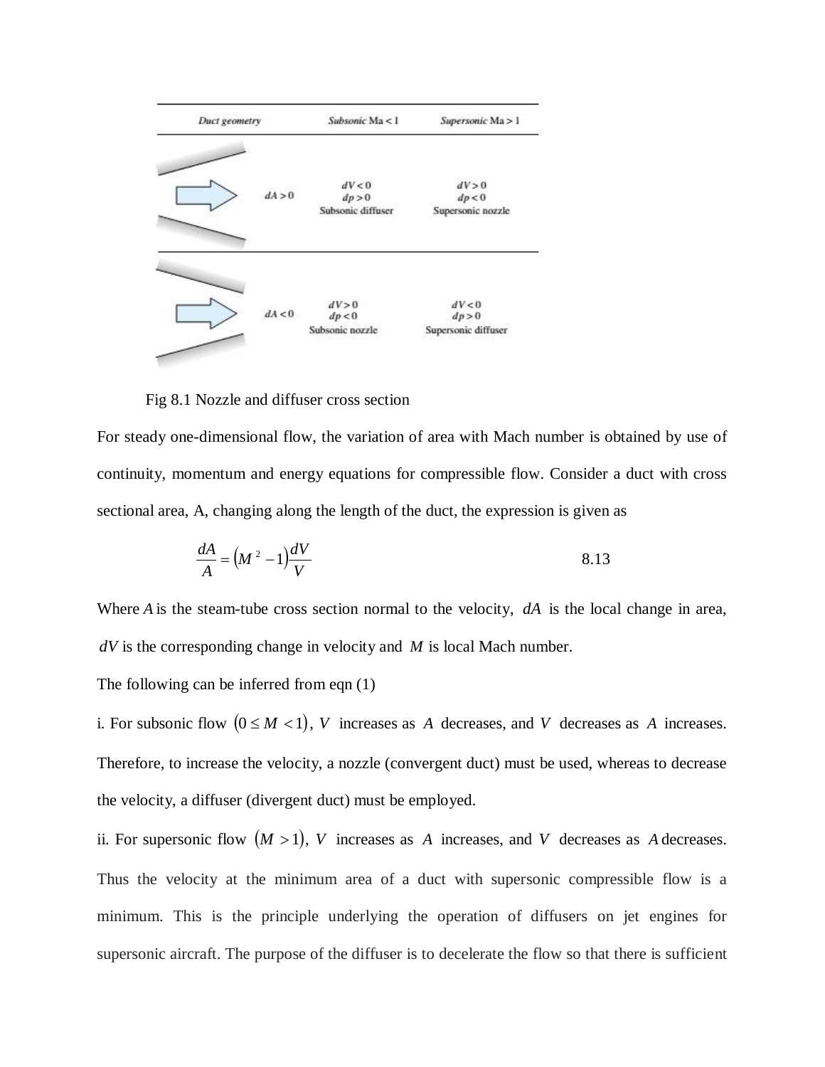| Duct geometry | | Subsonic Ma < 1 | Supersonic Ma > 1 |
|---|---|---|---|
| | $dA > 0$ | $dV < 0$<br>$dp > 0$<br>Subsonic diffuser | $dV > 0$<br>$dp < 0$<br>Supersonic nozzle |
| | $dA < 0$ | $dV > 0$<br>$dp < 0$<br>Subsonic nozzle | $dV < 0$<br>$dp > 0$<br>Supersonic diffuser |

Fig 8.1 Nozzle and diffuser cross section

For steady one-dimensional flow, the variation of area with Mach number is obtained by use of continuity, momentum and energy equations for compressible flow. Consider a duct with cross sectional area, A, changing along the length of the duct, the expression is given as

$$\frac{dA}{A} = \left(M^2 - 1\right)\frac{dV}{V} \qquad 8.13$$

Where $A$ is the steam-tube cross section normal to the velocity, $dA$ is the local change in area, $dV$ is the corresponding change in velocity and $M$ is local Mach number.

The following can be inferred from eqn (1)

i. For subsonic flow $(0 \leq M < 1)$, $V$ increases as $A$ decreases, and $V$ decreases as $A$ increases. Therefore, to increase the velocity, a nozzle (convergent duct) must be used, whereas to decrease the velocity, a diffuser (divergent duct) must be employed.

ii. For supersonic flow $(M > 1)$, $V$ increases as $A$ increases, and $V$ decreases as $A$ decreases. Thus the velocity at the minimum area of a duct with supersonic compressible flow is a minimum. This is the principle underlying the operation of diffusers on jet engines for supersonic aircraft. The purpose of the diffuser is to decelerate the flow so that there is sufficient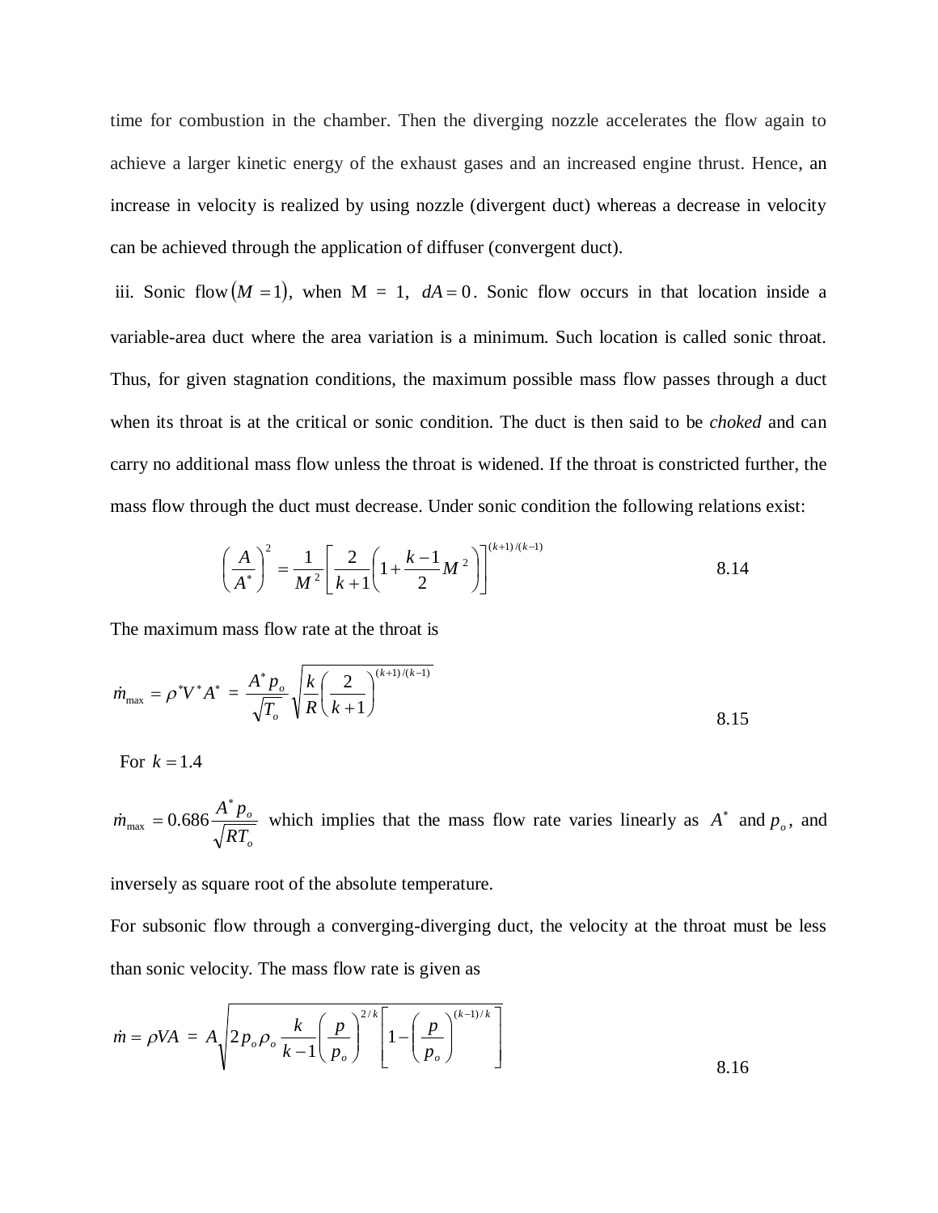time for combustion in the chamber. Then the diverging nozzle accelerates the flow again to achieve a larger kinetic energy of the exhaust gases and an increased engine thrust. Hence, an increase in velocity is realized by using nozzle (divergent duct) whereas a decrease in velocity can be achieved through the application of diffuser (convergent duct).

iii. Sonic flow $(M = 1)$, when M = 1, $dA = 0$. Sonic flow occurs in that location inside a variable-area duct where the area variation is a minimum. Such location is called sonic throat. Thus, for given stagnation conditions, the maximum possible mass flow passes through a duct when its throat is at the critical or sonic condition. The duct is then said to be *choked* and can carry no additional mass flow unless the throat is widened. If the throat is constricted further, the mass flow through the duct must decrease. Under sonic condition the following relations exist:

$$\left(\frac{A}{A^*}\right)^2 = \frac{1}{M^2}\left[\frac{2}{k+1}\left(1+\frac{k-1}{2}M^2\right)\right]^{(k+1)/(k-1)} \qquad 8.14$$

The maximum mass flow rate at the throat is

$$\dot{m}_{\max} = \rho^* V^* A^* = \frac{A^* p_o}{\sqrt{T_o}}\sqrt{\frac{k}{R}\left(\frac{2}{k+1}\right)^{(k+1)/(k-1)}} \qquad 8.15$$

For $k = 1.4$

$\dot{m}_{\max} = 0.686\dfrac{A^* p_o}{\sqrt{RT_o}}$ which implies that the mass flow rate varies linearly as $A^*$ and $p_o$, and inversely as square root of the absolute temperature.

For subsonic flow through a converging-diverging duct, the velocity at the throat must be less than sonic velocity. The mass flow rate is given as

$$\dot{m} = \rho VA = A\sqrt{2 p_o \rho_o \frac{k}{k-1}\left(\frac{p}{p_o}\right)^{2/k}\left[1-\left(\frac{p}{p_o}\right)^{(k-1)/k}\right]} \qquad 8.16$$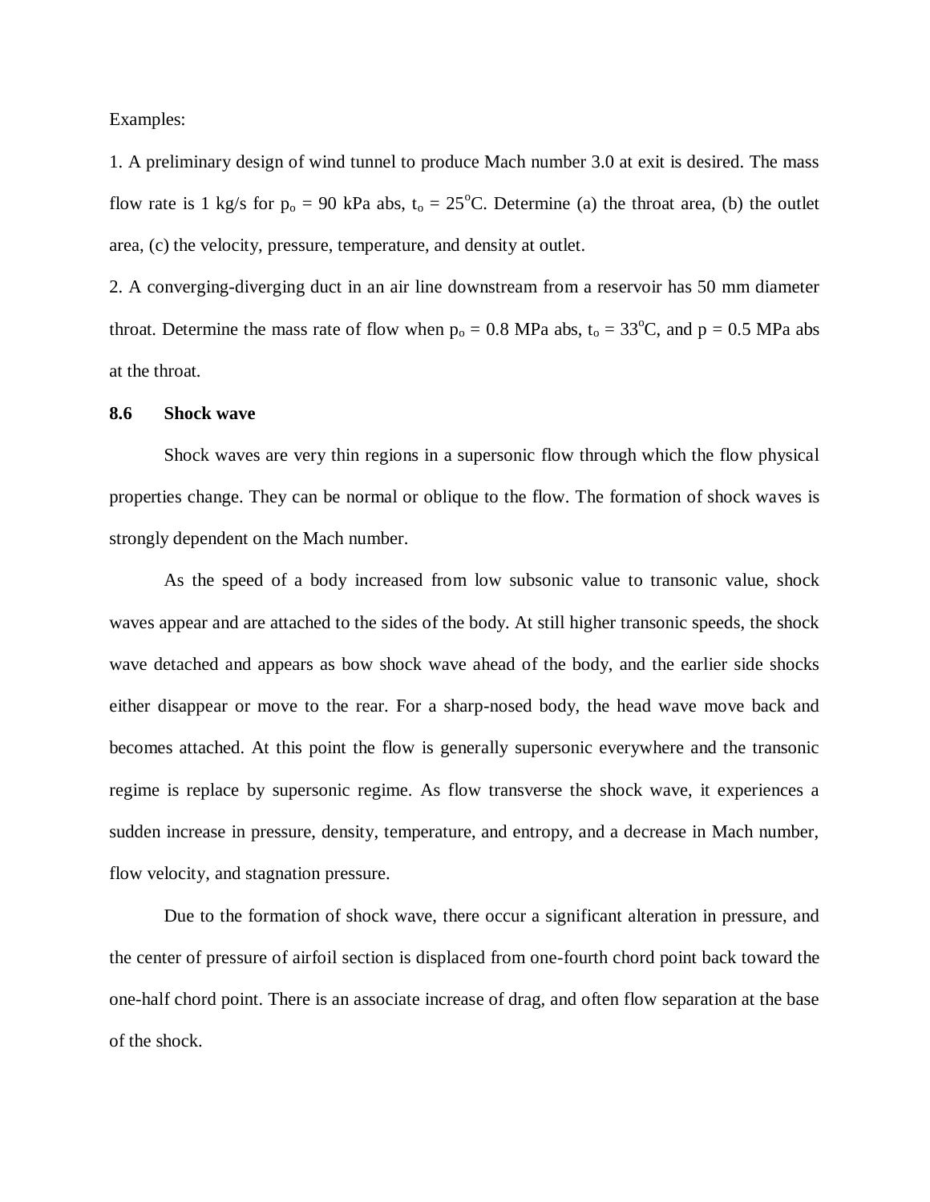Examples:

1. A preliminary design of wind tunnel to produce Mach number 3.0 at exit is desired. The mass flow rate is 1 kg/s for $p_o$ = 90 kPa abs, $t_o$ = 25$^o$C. Determine (a) the throat area, (b) the outlet area, (c) the velocity, pressure, temperature, and density at outlet.

2. A converging-diverging duct in an air line downstream from a reservoir has 50 mm diameter throat. Determine the mass rate of flow when $p_o$ = 0.8 MPa abs, $t_o$ = 33$^o$C, and p = 0.5 MPa abs at the throat.

## 8.6 Shock wave

Shock waves are very thin regions in a supersonic flow through which the flow physical properties change. They can be normal or oblique to the flow. The formation of shock waves is strongly dependent on the Mach number.

As the speed of a body increased from low subsonic value to transonic value, shock waves appear and are attached to the sides of the body. At still higher transonic speeds, the shock wave detached and appears as bow shock wave ahead of the body, and the earlier side shocks either disappear or move to the rear. For a sharp-nosed body, the head wave move back and becomes attached. At this point the flow is generally supersonic everywhere and the transonic regime is replace by supersonic regime. As flow transverse the shock wave, it experiences a sudden increase in pressure, density, temperature, and entropy, and a decrease in Mach number, flow velocity, and stagnation pressure.

Due to the formation of shock wave, there occur a significant alteration in pressure, and the center of pressure of airfoil section is displaced from one-fourth chord point back toward the one-half chord point. There is an associate increase of drag, and often flow separation at the base of the shock.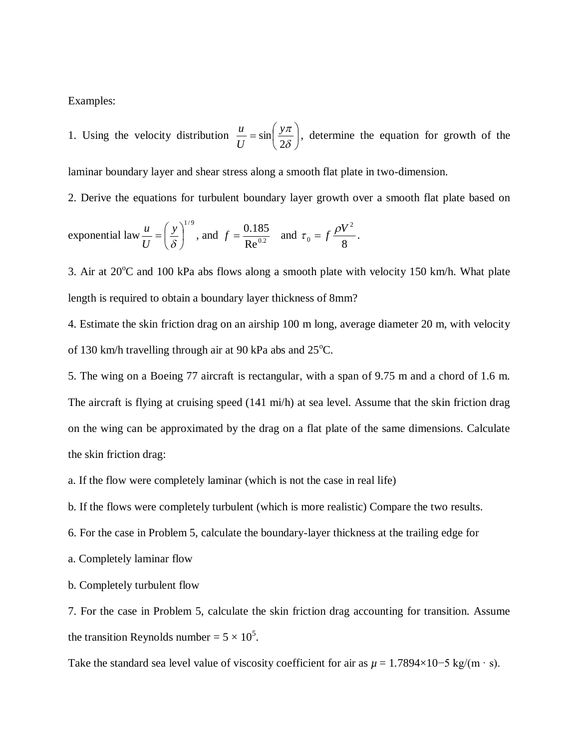Examples:

1. Using the velocity distribution $\frac{u}{U} = \sin\left(\frac{y\pi}{2\delta}\right)$, determine the equation for growth of the laminar boundary layer and shear stress along a smooth flat plate in two-dimension.

2. Derive the equations for turbulent boundary layer growth over a smooth flat plate based on exponential law $\frac{u}{U} = \left(\frac{y}{\delta}\right)^{1/9}$, and $f = \frac{0.185}{\text{Re}^{0.2}}$ and $\tau_0 = f\frac{\rho V^2}{8}$.

3. Air at 20$^{o}$C and 100 kPa abs flows along a smooth plate with velocity 150 km/h. What plate length is required to obtain a boundary layer thickness of 8mm?

4. Estimate the skin friction drag on an airship 100 m long, average diameter 20 m, with velocity of 130 km/h travelling through air at 90 kPa abs and 25$^{o}$C.

5. The wing on a Boeing 77 aircraft is rectangular, with a span of 9.75 m and a chord of 1.6 m. The aircraft is flying at cruising speed (141 mi/h) at sea level. Assume that the skin friction drag on the wing can be approximated by the drag on a flat plate of the same dimensions. Calculate the skin friction drag:

a. If the flow were completely laminar (which is not the case in real life)

b. If the flows were completely turbulent (which is more realistic) Compare the two results.

6. For the case in Problem 5, calculate the boundary-layer thickness at the trailing edge for

a. Completely laminar flow

b. Completely turbulent flow

7. For the case in Problem 5, calculate the skin friction drag accounting for transition. Assume the transition Reynolds number = $5 \times 10^5$.

Take the standard sea level value of viscosity coefficient for air as $\mu = 1.7894\times10^{-5}$ kg/(m · s).